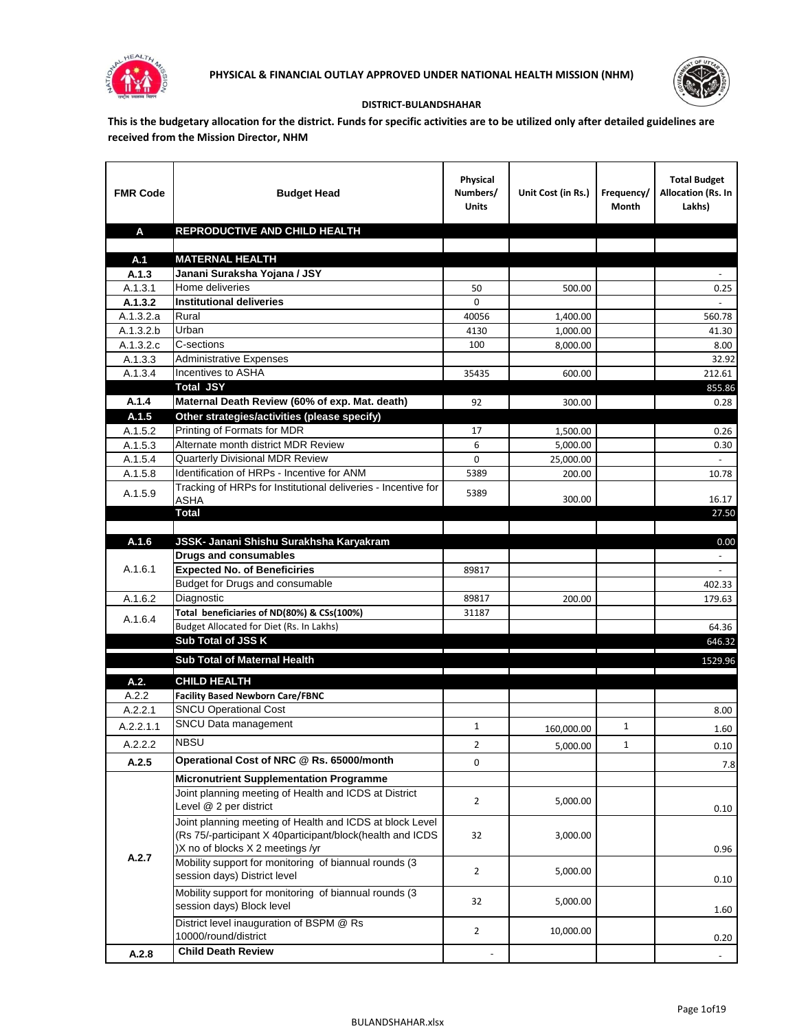# PHYSICAL & FINANCIAL OUTLAY APPROVED UNDER NATIONAL HEALTH MISSION (NHM)

## DISTRICT-BULANDSHAHAR

**This is the budgetary allocation for the district. Funds for specific activities are to be utilized only after detailed guidelines are received from the Mission Director, NHM**

| FMR Code | Budget Head | Physical Numbers/ Units | Unit Cost (in Rs.) | Frequency/ Month | Total Budget Allocation (Rs. In Lakhs) |
|---|---|---|---|---|---|
| **A** | **REPRODUCTIVE AND CHILD HEALTH** | | | | |
| | | | | | |
| **A.1** | **MATERNAL HEALTH** | | | | |
| **A.1.3** | **Janani Suraksha Yojana / JSY** | | | | - |
| A.1.3.1 | Home deliveries | 50 | 500.00 | | 0.25 |
| **A.1.3.2** | **Institutional deliveries** | 0 | | | - |
| A.1.3.2.a | Rural | 40056 | 1,400.00 | | 560.78 |
| A.1.3.2.b | Urban | 4130 | 1,000.00 | | 41.30 |
| A.1.3.2.c | C-sections | 100 | 8,000.00 | | 8.00 |
| A.1.3.3 | Administrative Expenses | | | | 32.92 |
| A.1.3.4 | Incentives to ASHA | 35435 | 600.00 | | 212.61 |
| | **Total JSY** | | | | 855.86 |
| **A.1.4** | **Maternal Death Review (60% of exp. Mat. death)** | 92 | 300.00 | | 0.28 |
| **A.1.5** | **Other strategies/activities (please specify)** | | | | |
| A.1.5.2 | Printing of Formats for MDR | 17 | 1,500.00 | | 0.26 |
| A.1.5.3 | Alternate month district MDR Review | 6 | 5,000.00 | | 0.30 |
| A.1.5.4 | Quarterly Divisional MDR Review | 0 | 25,000.00 | | - |
| A.1.5.8 | Identification of HRPs - Incentive for ANM | 5389 | 200.00 | | 10.78 |
| A.1.5.9 | Tracking of HRPs for Institutional deliveries - Incentive for ASHA | 5389 | 300.00 | | 16.17 |
| | **Total** | | | | 27.50 |
| | | | | | |
| **A.1.6** | **JSSK- Janani Shishu Surakhsha Karyakram** | | | | 0.00 |
| A.1.6.1 | **Drugs and consumables** | | | | - |
| | **Expected No. of Beneficiries** | 89817 | | | - |
| | Budget for Drugs and consumable | | | | 402.33 |
| A.1.6.2 | Diagnostic | 89817 | 200.00 | | 179.63 |
| A.1.6.4 | **Total beneficiaries of ND(80%) & CSs(100%)** | 31187 | | | |
| | Budget Allocated for Diet (Rs. In Lakhs) | | | | 64.36 |
| | **Sub Total of JSS K** | | | | 646.32 |
| | **Sub Total of Maternal Health** | | | | 1529.96 |
| **A.2.** | **CHILD HEALTH** | | | | |
| A.2.2 | **Facility Based Newborn Care/FBNC** | | | | |
| A.2.2.1 | SNCU Operational Cost | | | | 8.00 |
| A.2.2.1.1 | SNCU Data management | 1 | 160,000.00 | 1 | 1.60 |
| A.2.2.2 | NBSU | 2 | 5,000.00 | 1 | 0.10 |
| **A.2.5** | **Operational Cost of NRC @ Rs. 65000/month** | 0 | | | 7.8 |
| A.2.7 | **Micronutrient Supplementation Programme** | | | | |
| | Joint planning meeting of Health and ICDS at District Level @ 2 per district | 2 | 5,000.00 | | 0.10 |
| | Joint planning meeting of Health and ICDS at block Level (Rs 75/-participant X 40participant/block(health and ICDS )X no of blocks X 2 meetings /yr | 32 | 3,000.00 | | 0.96 |
| | Mobility support for monitoring of biannual rounds (3 session days) District level | 2 | 5,000.00 | | 0.10 |
| | Mobility support for monitoring of biannual rounds (3 session days) Block level | 32 | 5,000.00 | | 1.60 |
| | District level inauguration of BSPM @ Rs 10000/round/district | 2 | 10,000.00 | | 0.20 |
| **A.2.8** | **Child Death Review** | - | | | - |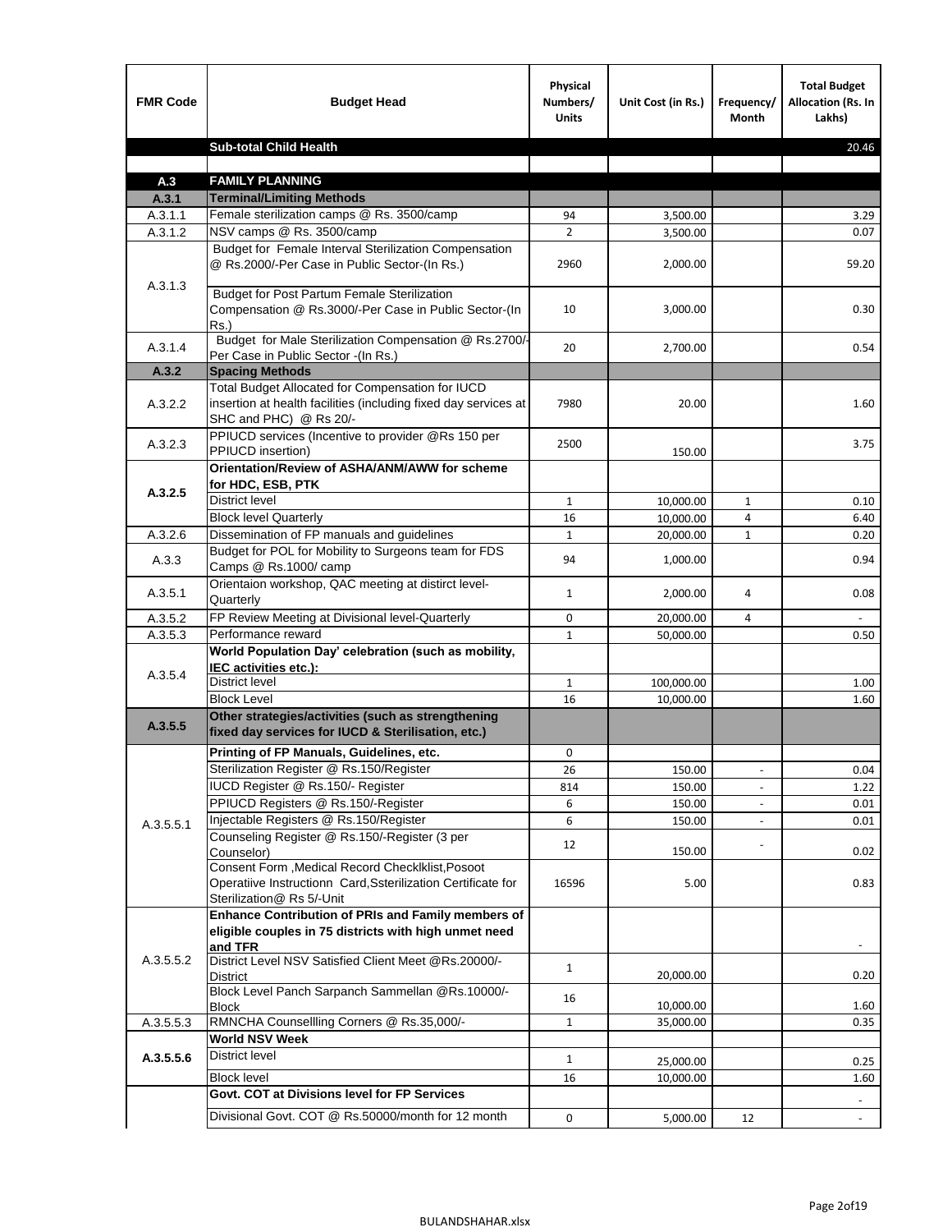| FMR Code | Budget Head | Physical Numbers/ Units | Unit Cost (in Rs.) | Frequency/ Month | Total Budget Allocation (Rs. In Lakhs) |
|---|---|---|---|---|---|
| | **Sub-total Child Health** | | | | 20.46 |
| | | | | | |
| **A.3** | **FAMILY PLANNING** | | | | |
| **A.3.1** | **Terminal/Limiting Methods** | | | | |
| A.3.1.1 | Female sterilization camps @ Rs. 3500/camp | 94 | 3,500.00 | | 3.29 |
| A.3.1.2 | NSV camps @ Rs. 3500/camp | 2 | 3,500.00 | | 0.07 |
| A.3.1.3 | Budget for Female Interval Sterilization Compensation @ Rs.2000/-Per Case in Public Sector-(In Rs.) | 2960 | 2,000.00 | | 59.20 |
| | Budget for Post Partum Female Sterilization Compensation @ Rs.3000/-Per Case in Public Sector-(In Rs.) | 10 | 3,000.00 | | 0.30 |
| A.3.1.4 | Budget for Male Sterilization Compensation @ Rs.2700/-Per Case in Public Sector -(In Rs.) | 20 | 2,700.00 | | 0.54 |
| **A.3.2** | **Spacing Methods** | | | | |
| A.3.2.2 | Total Budget Allocated for Compensation for IUCD insertion at health facilities (including fixed day services at SHC and PHC) @ Rs 20/- | 7980 | 20.00 | | 1.60 |
| A.3.2.3 | PPIUCD services (Incentive to provider @Rs 150 per PPIUCD insertion) | 2500 | 150.00 | | 3.75 |
| **A.3.2.5** | **Orientation/Review of ASHA/ANM/AWW for scheme for HDC, ESB, PTK** | | | | |
| | District level | 1 | 10,000.00 | 1 | 0.10 |
| | Block level Quarterly | 16 | 10,000.00 | 4 | 6.40 |
| A.3.2.6 | Dissemination of FP manuals and guidelines | 1 | 20,000.00 | 1 | 0.20 |
| A.3.3 | Budget for POL for Mobility to Surgeons team for FDS Camps @ Rs.1000/ camp | 94 | 1,000.00 | | 0.94 |
| A.3.5.1 | Orientaion workshop, QAC meeting at distirct level-Quarterly | 1 | 2,000.00 | 4 | 0.08 |
| A.3.5.2 | FP Review Meeting at Divisional level-Quarterly | 0 | 20,000.00 | 4 | - |
| A.3.5.3 | Performance reward | 1 | 50,000.00 | | 0.50 |
| A.3.5.4 | **World Population Day' celebration (such as mobility, IEC activities etc.):** | | | | |
| | District level | 1 | 100,000.00 | | 1.00 |
| | Block Level | 16 | 10,000.00 | | 1.60 |
| **A.3.5.5** | **Other strategies/activities (such as strengthening fixed day services for IUCD & Sterilisation, etc.)** | | | | |
| A.3.5.5.1 | **Printing of FP Manuals, Guidelines, etc.** | 0 | | | |
| | Sterilization Register @ Rs.150/Register | 26 | 150.00 | - | 0.04 |
| | IUCD Register @ Rs.150/- Register | 814 | 150.00 | - | 1.22 |
| | PPIUCD Registers @ Rs.150/-Register | 6 | 150.00 | - | 0.01 |
| | Injectable Registers @ Rs.150/Register | 6 | 150.00 | - | 0.01 |
| | Counseling Register @ Rs.150/-Register (3 per Counselor) | 12 | 150.00 | - | 0.02 |
| | Consent Form ,Medical Record Checklklist,Posoot Operatiive Instructionn Card,Ssterilization Certificate for Sterilization@ Rs 5/-Unit | 16596 | 5.00 | | 0.83 |
| A.3.5.5.2 | **Enhance Contribution of PRIs and Family members of eligible couples in 75 districts with high unmet need and TFR** | | | | - |
| | District Level NSV Satisfied Client Meet @Rs.20000/-District | 1 | 20,000.00 | | 0.20 |
| | Block Level Panch Sarpanch Sammellan @Rs.10000/-Block | 16 | 10,000.00 | | 1.60 |
| A.3.5.5.3 | RMNCHA Counsellling Corners @ Rs.35,000/- | 1 | 35,000.00 | | 0.35 |
| **A.3.5.5.6** | **World NSV Week** | | | | |
| | District level | 1 | 25,000.00 | | 0.25 |
| | Block level | 16 | 10,000.00 | | 1.60 |
| | **Govt. COT at Divisions level for FP Services** | | | | - |
| | Divisional Govt. COT @ Rs.50000/month for 12 month | 0 | 5,000.00 | 12 | - |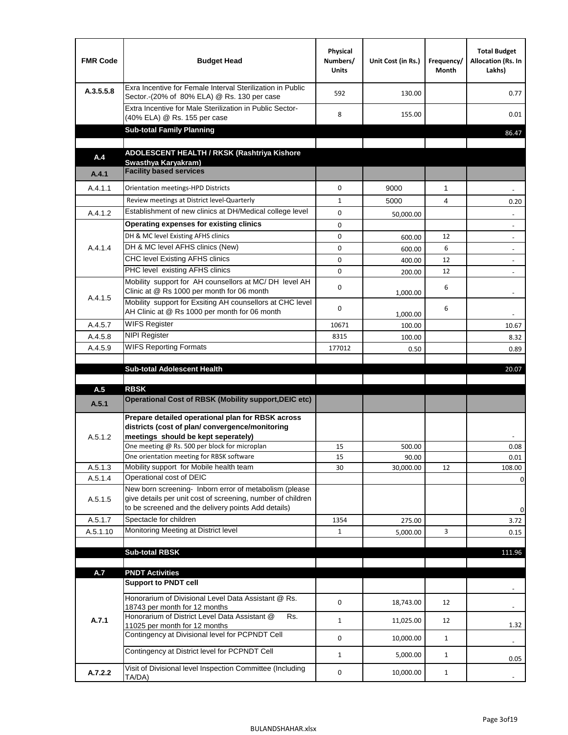| FMR Code | Budget Head | Physical Numbers/ Units | Unit Cost (in Rs.) | Frequency/ Month | Total Budget Allocation (Rs. In Lakhs) |
|---|---|---|---|---|---|
| A.3.5.5.8 | Exra Incentive for Female Interval Sterilization in Public Sector.-(20% of 80% ELA) @ Rs. 130 per case | 592 | 130.00 | | 0.77 |
| | Extra Incentive for Male Sterilization in Public Sector-(40% ELA) @ Rs. 155 per case | 8 | 155.00 | | 0.01 |
| | **Sub-total Family Planning** | | | | 86.47 |
| | | | | | |
| **A.4** | **ADOLESCENT HEALTH / RKSK (Rashtriya Kishore Swasthya Karyakram)** | | | | |
| **A.4.1** | **Facility based services** | | | | |
| A.4.1.1 | Orientation meetings-HPD Districts | 0 | 9000 | 1 | - |
| | Review meetings at District level-Quarterly | 1 | 5000 | 4 | 0.20 |
| A.4.1.2 | Establishment of new clinics at DH/Medical college level | 0 | 50,000.00 | | - |
| A.4.1.4 | **Operating expenses for existing clinics** | 0 | | | - |
| | DH & MC level Existing AFHS clinics | 0 | 600.00 | 12 | - |
| | DH & MC level AFHS clinics (New) | 0 | 600.00 | 6 | - |
| | CHC level Existing AFHS clinics | 0 | 400.00 | 12 | - |
| | PHC level existing AFHS clinics | 0 | 200.00 | 12 | - |
| A.4.1.5 | Mobility support for AH counsellors at MC/ DH level AH Clinic at @ Rs 1000 per month for 06 month | 0 | 1,000.00 | 6 | - |
| | Mobility support for Exsiting AH counsellors at CHC level AH Clinic at @ Rs 1000 per month for 06 month | 0 | 1,000.00 | 6 | - |
| A.4.5.7 | WIFS Register | 10671 | 100.00 | | 10.67 |
| A.4.5.8 | NIPI Register | 8315 | 100.00 | | 8.32 |
| A.4.5.9 | WIFS Reporting Formats | 177012 | 0.50 | | 0.89 |
| | | | | | |
| | **Sub-total Adolescent Health** | | | | 20.07 |
| | | | | | |
| **A.5** | **RBSK** | | | | |
| **A.5.1** | **Operational Cost of RBSK (Mobility support,DEIC etc)** | | | | |
| A.5.1.2 | **Prepare detailed operational plan for RBSK across districts (cost of plan/ convergence/monitoring meetings should be kept seperately)** | | | | - |
| | One meeting @ Rs. 500 per block for microplan | 15 | 500.00 | | 0.08 |
| | One orientation meeting for RBSK software | 15 | 90.00 | | 0.01 |
| A.5.1.3 | Mobility support for Mobile health team | 30 | 30,000.00 | 12 | 108.00 |
| A.5.1.4 | Operational cost of DEIC | | | | 0 |
| A.5.1.5 | New born screening- Inborn error of metabolism (please give details per unit cost of screening, number of children to be screened and the delivery points Add details) | | | | 0 |
| A.5.1.7 | Spectacle for children | 1354 | 275.00 | | 3.72 |
| A.5.1.10 | Monitoring Meeting at District level | 1 | 5,000.00 | 3 | 0.15 |
| | | | | | |
| | **Sub-total RBSK** | | | | 111.96 |
| | | | | | |
| **A.7** | **PNDT Activities** | | | | |
| **A.7.1** | **Support to PNDT cell** | | | | - |
| | Honorarium of Divisional Level Data Assistant @ Rs. 18743 per month for 12 months | 0 | 18,743.00 | 12 | - |
| | Honorarium of District Level Data Assistant @ Rs. 11025 per month for 12 months | 1 | 11,025.00 | 12 | 1.32 |
| | Contingency at Divisional level for PCPNDT Cell | 0 | 10,000.00 | 1 | - |
| | Contingency at District level for PCPNDT Cell | 1 | 5,000.00 | 1 | 0.05 |
| **A.7.2.2** | Visit of Divisional level Inspection Committee (Including TA/DA) | 0 | 10,000.00 | 1 | - |

BULANDSHAHAR.xlsx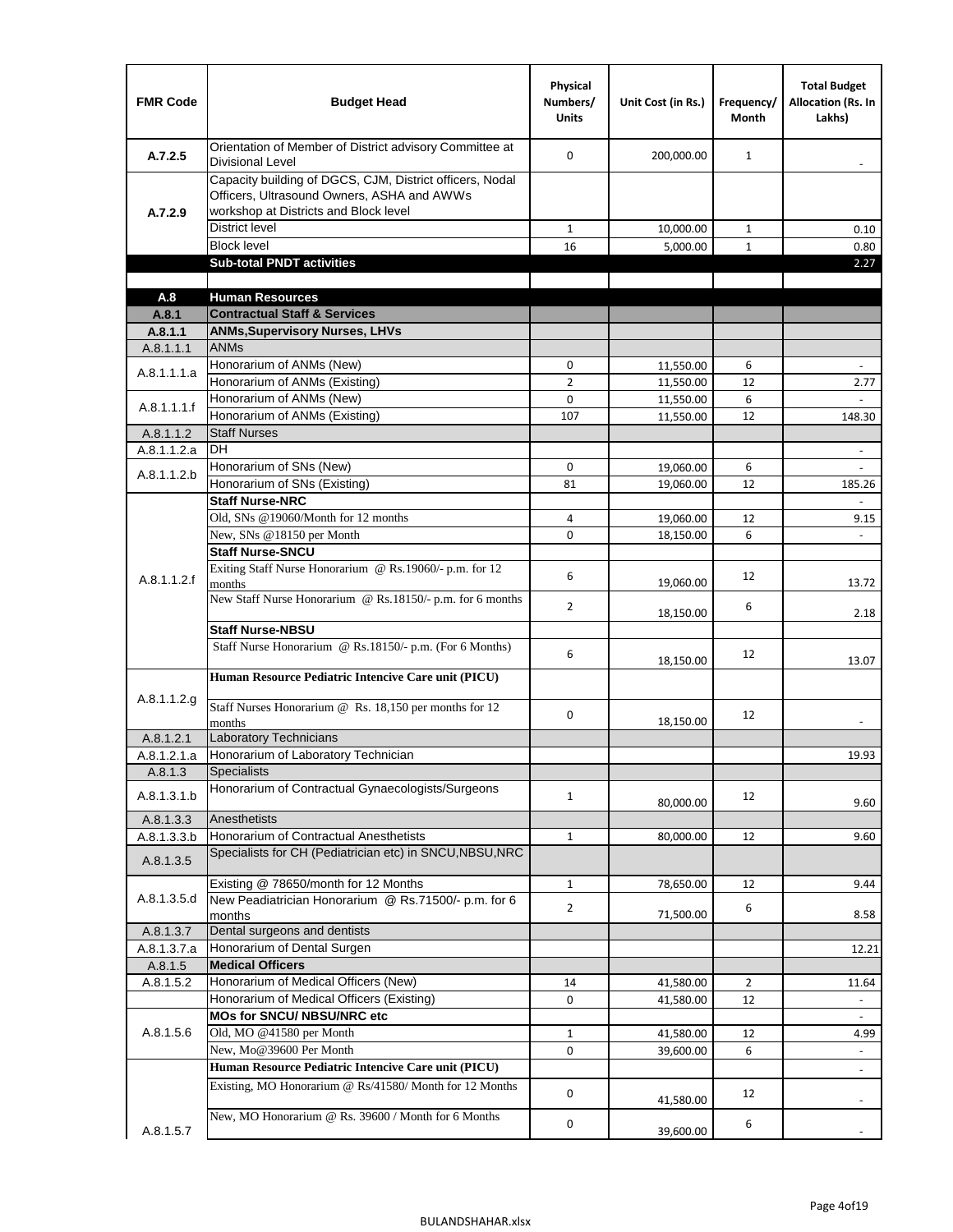| FMR Code | Budget Head | Physical Numbers/ Units | Unit Cost (in Rs.) | Frequency/ Month | Total Budget Allocation (Rs. In Lakhs) |
|---|---|---|---|---|---|
| A.7.2.5 | Orientation of Member of District advisory Committee at Divisional Level | 0 | 200,000.00 | 1 | - |
| A.7.2.9 | Capacity building of DGCS, CJM, District officers, Nodal Officers, Ultrasound Owners, ASHA and AWWs workshop at Districts and Block level | | | | |
| | District level | 1 | 10,000.00 | 1 | 0.10 |
| | Block level | 16 | 5,000.00 | 1 | 0.80 |
| | **Sub-total PNDT activities** | | | | 2.27 |
| | | | | | |
| **A.8** | **Human Resources** | | | | |
| **A.8.1** | **Contractual Staff & Services** | | | | |
| **A.8.1.1** | **ANMs,Supervisory Nurses, LHVs** | | | | |
| A.8.1.1.1 | ANMs | | | | |
| A.8.1.1.1.a | Honorarium of ANMs (New) | 0 | 11,550.00 | 6 | - |
| | Honorarium of ANMs (Existing) | 2 | 11,550.00 | 12 | 2.77 |
| A.8.1.1.1.f | Honorarium of ANMs (New) | 0 | 11,550.00 | 6 | - |
| | Honorarium of ANMs (Existing) | 107 | 11,550.00 | 12 | 148.30 |
| A.8.1.1.2 | Staff Nurses | | | | |
| A.8.1.1.2.a | DH | | | | - |
| A.8.1.1.2.b | Honorarium of SNs (New) | 0 | 19,060.00 | 6 | - |
| | Honorarium of SNs (Existing) | 81 | 19,060.00 | 12 | 185.26 |
| A.8.1.1.2.f | **Staff Nurse-NRC** | | | | - |
| | Old, SNs @19060/Month for 12 months | 4 | 19,060.00 | 12 | 9.15 |
| | New, SNs @18150 per Month | 0 | 18,150.00 | 6 | - |
| | **Staff Nurse-SNCU** | | | | |
| | Exiting Staff Nurse Honorarium @ Rs.19060/- p.m. for 12 months | 6 | 19,060.00 | 12 | 13.72 |
| | New Staff Nurse Honorarium @ Rs.18150/- p.m. for 6 months | 2 | 18,150.00 | 6 | 2.18 |
| | **Staff Nurse-NBSU** | | | | |
| | Staff Nurse Honorarium @ Rs.18150/- p.m. (For 6 Months) | 6 | 18,150.00 | 12 | 13.07 |
| A.8.1.1.2.g | **Human Resource Pediatric Intencive Care unit (PICU)** | | | | |
| | Staff Nurses Honorarium @ Rs. 18,150 per months for 12 months | 0 | 18,150.00 | 12 | - |
| A.8.1.2.1 | Laboratory Technicians | | | | |
| A.8.1.2.1.a | Honorarium of Laboratory Technician | | | | 19.93 |
| A.8.1.3 | Specialists | | | | |
| A.8.1.3.1.b | Honorarium of Contractual Gynaecologists/Surgeons | 1 | 80,000.00 | 12 | 9.60 |
| A.8.1.3.3 | Anesthetists | | | | |
| A.8.1.3.3.b | Honorarium of Contractual Anesthetists | 1 | 80,000.00 | 12 | 9.60 |
| A.8.1.3.5 | Specialists for CH (Pediatrician etc) in SNCU,NBSU,NRC | | | | |
| A.8.1.3.5.d | Existing @ 78650/month for 12 Months | 1 | 78,650.00 | 12 | 9.44 |
| | New Peadiatrician Honorarium @ Rs.71500/- p.m. for 6 months | 2 | 71,500.00 | 6 | 8.58 |
| A.8.1.3.7 | Dental surgeons and dentists | | | | |
| A.8.1.3.7.a | Honorarium of Dental Surgen | | | | 12.21 |
| A.8.1.5 | **Medical Officers** | | | | |
| A.8.1.5.2 | Honorarium of Medical Officers (New) | 14 | 41,580.00 | 2 | 11.64 |
| | Honorarium of Medical Officers (Existing) | 0 | 41,580.00 | 12 | - |
| A.8.1.5.6 | **MOs for SNCU/ NBSU/NRC etc** | | | | - |
| | Old, MO @41580 per Month | 1 | 41,580.00 | 12 | 4.99 |
| | New, Mo@39600 Per Month | 0 | 39,600.00 | 6 | - |
| A.8.1.5.7 | **Human Resource Pediatric Intencive Care unit (PICU)** | | | | - |
| | Existing, MO Honorarium @ Rs/41580/ Month for 12 Months | 0 | 41,580.00 | 12 | - |
| | New, MO Honorarium @ Rs. 39600 / Month for 6 Months | 0 | 39,600.00 | 6 | - |

BULANDSHAHAR.xlsx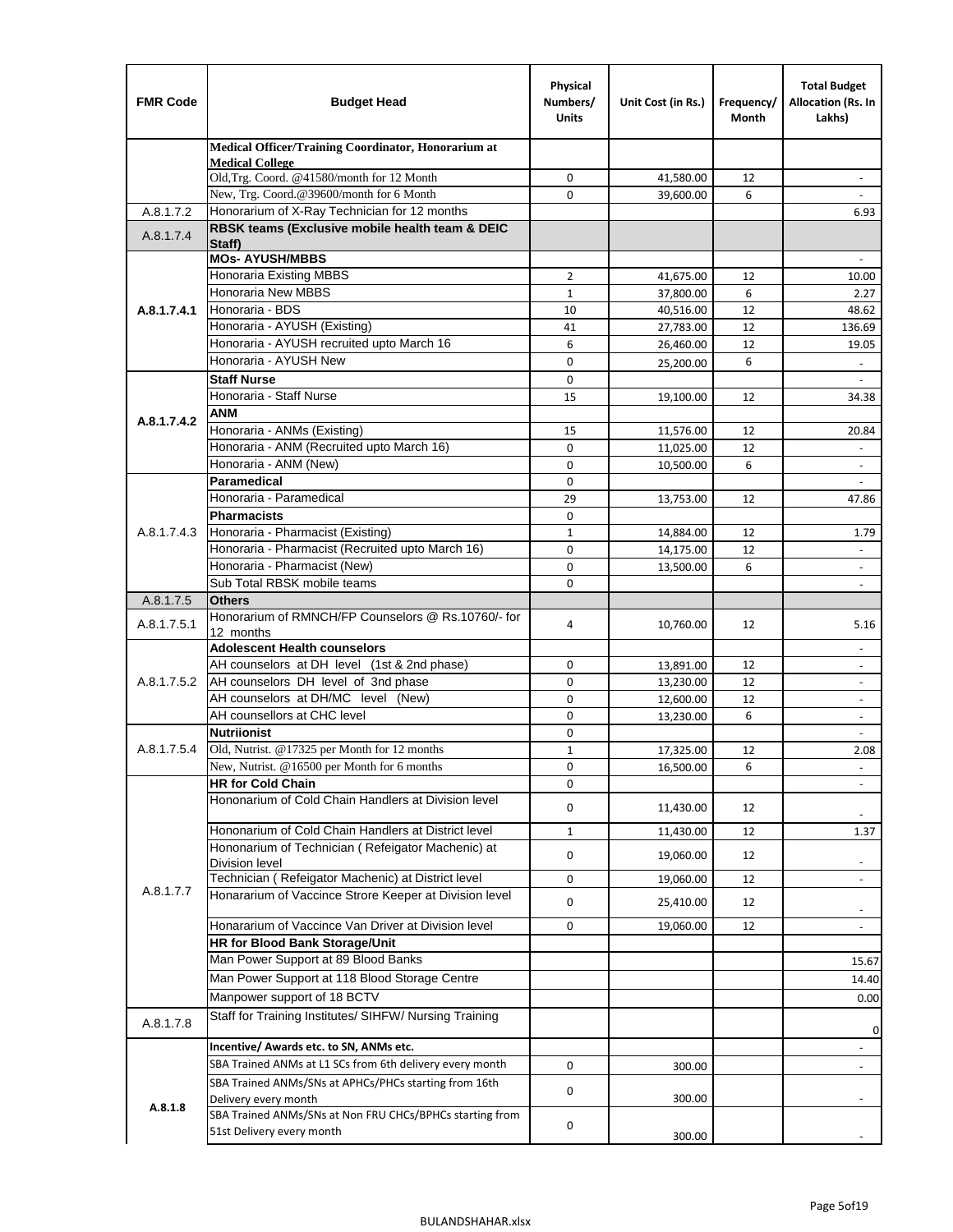| FMR Code | Budget Head | Physical Numbers/ Units | Unit Cost (in Rs.) | Frequency/ Month | Total Budget Allocation (Rs. In Lakhs) |
|---|---|---|---|---|---|
| | Medical Officer/Training Coordinator, Honorarium at Medical College | | | | |
| | Old,Trg. Coord. @41580/month for 12 Month | 0 | 41,580.00 | 12 | - |
| | New, Trg. Coord.@39600/month for 6 Month | 0 | 39,600.00 | 6 | - |
| A.8.1.7.2 | Honorarium of X-Ray Technician for 12 months | | | | 6.93 |
| A.8.1.7.4 | **RBSK teams (Exclusive mobile health team & DEIC Staff)** | | | | |
| A.8.1.7.4.1 | **MOs- AYUSH/MBBS** | | | | - |
| | Honoraria Existing MBBS | 2 | 41,675.00 | 12 | 10.00 |
| | Honoraria New MBBS | 1 | 37,800.00 | 6 | 2.27 |
| | Honoraria - BDS | 10 | 40,516.00 | 12 | 48.62 |
| | Honoraria - AYUSH (Existing) | 41 | 27,783.00 | 12 | 136.69 |
| | Honoraria - AYUSH recruited upto March 16 | 6 | 26,460.00 | 12 | 19.05 |
| | Honoraria - AYUSH New | 0 | 25,200.00 | 6 | - |
| A.8.1.7.4.2 | **Staff Nurse** | 0 | | | - |
| | Honoraria - Staff Nurse | 15 | 19,100.00 | 12 | 34.38 |
| | **ANM** | | | | |
| | Honoraria - ANMs (Existing) | 15 | 11,576.00 | 12 | 20.84 |
| | Honoraria - ANM (Recruited upto March 16) | 0 | 11,025.00 | 12 | - |
| | Honoraria - ANM (New) | 0 | 10,500.00 | 6 | - |
| A.8.1.7.4.3 | **Paramedical** | 0 | | | - |
| | Honoraria - Paramedical | 29 | 13,753.00 | 12 | 47.86 |
| | **Pharmacists** | 0 | | | |
| | Honoraria - Pharmacist (Existing) | 1 | 14,884.00 | 12 | 1.79 |
| | Honoraria - Pharmacist (Recruited upto March 16) | 0 | 14,175.00 | 12 | - |
| | Honoraria - Pharmacist (New) | 0 | 13,500.00 | 6 | - |
| | Sub Total RBSK mobile teams | 0 | | | - |
| A.8.1.7.5 | **Others** | | | | |
| A.8.1.7.5.1 | Honorarium of RMNCH/FP Counselors @ Rs.10760/- for 12 months | 4 | 10,760.00 | 12 | 5.16 |
| A.8.1.7.5.2 | **Adolescent Health counselors** | | | | - |
| | AH counselors at DH level (1st & 2nd phase) | 0 | 13,891.00 | 12 | - |
| | AH counselors DH level of 3nd phase | 0 | 13,230.00 | 12 | - |
| | AH counselors at DH/MC level (New) | 0 | 12,600.00 | 12 | - |
| | AH counsellors at CHC level | 0 | 13,230.00 | 6 | - |
| A.8.1.7.5.4 | **Nutriionist** | 0 | | | - |
| | Old, Nutrist. @17325 per Month for 12 months | 1 | 17,325.00 | 12 | 2.08 |
| | New, Nutrist. @16500 per Month for 6 months | 0 | 16,500.00 | 6 | - |
| A.8.1.7.7 | **HR for Cold Chain** | 0 | | | - |
| | Hononarium of Cold Chain Handlers at Division level | 0 | 11,430.00 | 12 | - |
| | Hononarium of Cold Chain Handlers at District level | 1 | 11,430.00 | 12 | 1.37 |
| | Hononarium of Technician ( Refeigator Machenic) at Division level | 0 | 19,060.00 | 12 | - |
| | Technician ( Refeigator Machenic) at District level | 0 | 19,060.00 | 12 | - |
| | Honararium of Vaccince Strore Keeper at Division level | 0 | 25,410.00 | 12 | - |
| | Honararium of Vaccince Van Driver at Division level | 0 | 19,060.00 | 12 | - |
| | **HR for Blood Bank Storage/Unit** | | | | |
| | Man Power Support at 89 Blood Banks | | | | 15.67 |
| | Man Power Support at 118 Blood Storage Centre | | | | 14.40 |
| | Manpower support of 18 BCTV | | | | 0.00 |
| A.8.1.7.8 | Staff for Training Institutes/ SIHFW/ Nursing Training | | | | 0 |
| A.8.1.8 | **Incentive/ Awards etc. to SN, ANMs etc.** | | | | - |
| | SBA Trained ANMs at L1 SCs from 6th delivery every month | 0 | 300.00 | | - |
| | SBA Trained ANMs/SNs at APHCs/PHCs starting from 16th Delivery every month | 0 | 300.00 | | - |
| | SBA Trained ANMs/SNs at Non FRU CHCs/BPHCs starting from 51st Delivery every month | 0 | 300.00 | | - |

BULANDSHAHAR.xlsx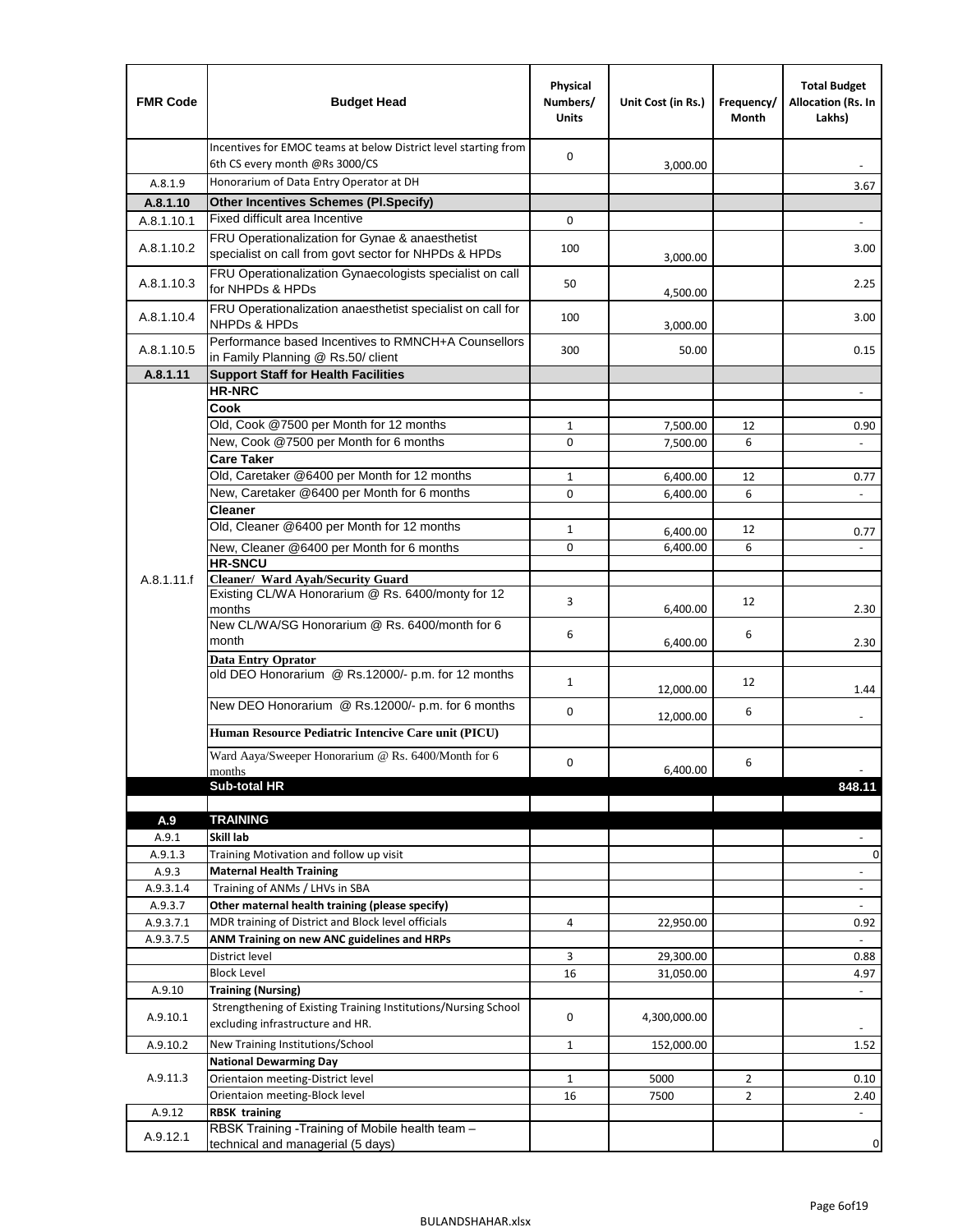| FMR Code | Budget Head | Physical Numbers/ Units | Unit Cost (in Rs.) | Frequency/ Month | Total Budget Allocation (Rs. In Lakhs) |
|---|---|---|---|---|---|
| | Incentives for EMOC teams at below District level starting from 6th CS every month @Rs 3000/CS | 0 | 3,000.00 | | - |
| A.8.1.9 | Honorarium of Data Entry Operator at DH | | | | 3.67 |
| **A.8.1.10** | **Other Incentives Schemes (Pl.Specify)** | | | | |
| A.8.1.10.1 | Fixed difficult area Incentive | 0 | | | - |
| A.8.1.10.2 | FRU Operationalization for Gynae & anaesthetist specialist on call from govt sector for NHPDs & HPDs | 100 | 3,000.00 | | 3.00 |
| A.8.1.10.3 | FRU Operationalization Gynaecologists specialist on call for NHPDs & HPDs | 50 | 4,500.00 | | 2.25 |
| A.8.1.10.4 | FRU Operationalization anaesthetist specialist on call for NHPDs & HPDs | 100 | 3,000.00 | | 3.00 |
| A.8.1.10.5 | Performance based Incentives to RMNCH+A Counsellors in Family Planning @ Rs.50/ client | 300 | 50.00 | | 0.15 |
| **A.8.1.11** | **Support Staff for Health Facilities** | | | | |
| A.8.1.11.f | **HR-NRC** | | | | - |
| | **Cook** | | | | |
| | Old, Cook @7500 per Month for 12 months | 1 | 7,500.00 | 12 | 0.90 |
| | New, Cook @7500 per Month for 6 months | 0 | 7,500.00 | 6 | - |
| | **Care Taker** | | | | |
| | Old, Caretaker @6400 per Month for 12 months | 1 | 6,400.00 | 12 | 0.77 |
| | New, Caretaker @6400 per Month for 6 months | 0 | 6,400.00 | 6 | - |
| | **Cleaner** | | | | |
| | Old, Cleaner @6400 per Month for 12 months | 1 | 6,400.00 | 12 | 0.77 |
| | New, Cleaner @6400 per Month for 6 months | 0 | 6,400.00 | 6 | - |
| | **HR-SNCU** | | | | |
| | **Cleaner/ Ward Ayah/Security Guard** | | | | |
| | Existing CL/WA Honorarium @ Rs. 6400/monty for 12 months | 3 | 6,400.00 | 12 | 2.30 |
| | New CL/WA/SG Honorarium @ Rs. 6400/month for 6 month | 6 | 6,400.00 | 6 | 2.30 |
| | **Data Entry Oprator** | | | | |
| | old DEO Honorarium @ Rs.12000/- p.m. for 12 months | 1 | 12,000.00 | 12 | 1.44 |
| | New DEO Honorarium @ Rs.12000/- p.m. for 6 months | 0 | 12,000.00 | 6 | - |
| | **Human Resource Pediatric Intencive Care unit (PICU)** | | | | |
| | Ward Aaya/Sweeper Honorarium @ Rs. 6400/Month for 6 months | 0 | 6,400.00 | 6 | - |
| | **Sub-total HR** | | | | **848.11** |
| | | | | | |
| **A.9** | **TRAINING** | | | | |
| A.9.1 | **Skill lab** | | | | - |
| A.9.1.3 | Training Motivation and follow up visit | | | | 0 |
| A.9.3 | **Maternal Health Training** | | | | - |
| A.9.3.1.4 | Training of ANMs / LHVs in SBA | | | | - |
| A.9.3.7 | **Other maternal health training (please specify)** | | | | - |
| A.9.3.7.1 | MDR training of District and Block level officials | 4 | 22,950.00 | | 0.92 |
| A.9.3.7.5 | **ANM Training on new ANC guidelines and HRPs** | | | | - |
| | District level | 3 | 29,300.00 | | 0.88 |
| | Block Level | 16 | 31,050.00 | | 4.97 |
| A.9.10 | **Training (Nursing)** | | | | - |
| A.9.10.1 | Strengthening of Existing Training Institutions/Nursing School excluding infrastructure and HR. | 0 | 4,300,000.00 | | - |
| A.9.10.2 | New Training Institutions/School | 1 | 152,000.00 | | 1.52 |
| A.9.11.3 | **National Dewarming Day** | | | | |
| | Orientaion meeting-District level | 1 | 5000 | 2 | 0.10 |
| | Orientaion meeting-Block level | 16 | 7500 | 2 | 2.40 |
| A.9.12 | **RBSK training** | | | | - |
| A.9.12.1 | RBSK Training -Training of Mobile health team – technical and managerial (5 days) | | | | 0 |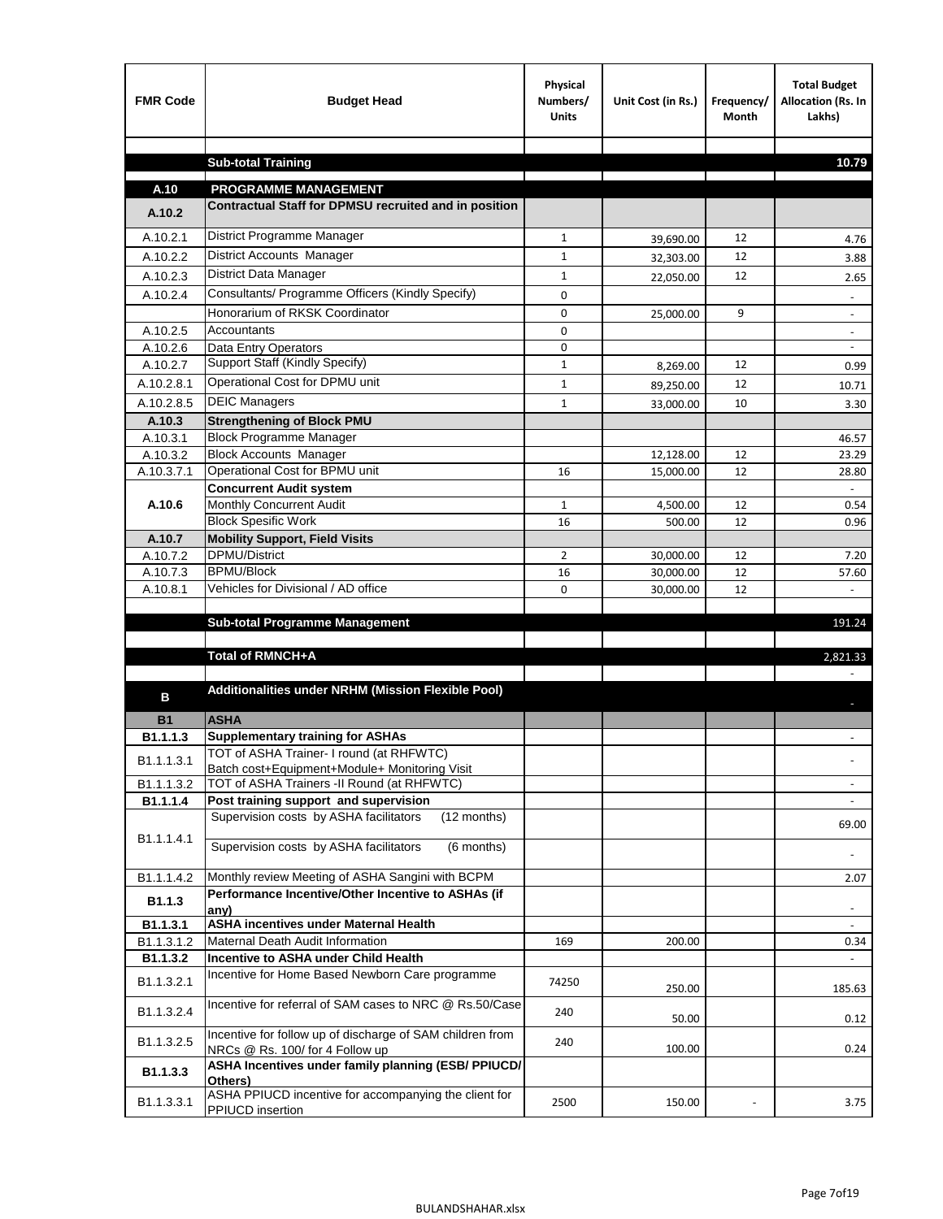| FMR Code | Budget Head | Physical Numbers/ Units | Unit Cost (in Rs.) | Frequency/ Month | Total Budget Allocation (Rs. In Lakhs) |
|---|---|---|---|---|---|
| | | | | | |
| | **Sub-total Training** | | | | **10.79** |
| | | | | | |
| **A.10** | **PROGRAMME MANAGEMENT** | | | | |
| **A.10.2** | **Contractual Staff for DPMSU recruited and in position** | | | | |
| A.10.2.1 | District Programme Manager | 1 | 39,690.00 | 12 | 4.76 |
| A.10.2.2 | District Accounts Manager | 1 | 32,303.00 | 12 | 3.88 |
| A.10.2.3 | District Data Manager | 1 | 22,050.00 | 12 | 2.65 |
| A.10.2.4 | Consultants/ Programme Officers (Kindly Specify) | 0 | | | - |
| | Honorarium of RKSK Coordinator | 0 | 25,000.00 | 9 | - |
| A.10.2.5 | Accountants | 0 | | | - |
| A.10.2.6 | Data Entry Operators | 0 | | | - |
| A.10.2.7 | Support Staff (Kindly Specify) | 1 | 8,269.00 | 12 | 0.99 |
| A.10.2.8.1 | Operational Cost for DPMU unit | 1 | 89,250.00 | 12 | 10.71 |
| A.10.2.8.5 | DEIC Managers | 1 | 33,000.00 | 10 | 3.30 |
| **A.10.3** | **Strengthening of Block PMU** | | | | |
| A.10.3.1 | Block Programme Manager | | | | 46.57 |
| A.10.3.2 | Block Accounts Manager | | 12,128.00 | 12 | 23.29 |
| A.10.3.7.1 | Operational Cost for BPMU unit | 16 | 15,000.00 | 12 | 28.80 |
| **A.10.6** | **Concurrent Audit system** | | | | - |
| | Monthly Concurrent Audit | 1 | 4,500.00 | 12 | 0.54 |
| | Block Spesific Work | 16 | 500.00 | 12 | 0.96 |
| **A.10.7** | **Mobility Support, Field Visits** | | | | |
| A.10.7.2 | DPMU/District | 2 | 30,000.00 | 12 | 7.20 |
| A.10.7.3 | BPMU/Block | 16 | 30,000.00 | 12 | 57.60 |
| A.10.8.1 | Vehicles for Divisional / AD office | 0 | 30,000.00 | 12 | - |
| | | | | | |
| | **Sub-total Programme Management** | | | | 191.24 |
| | | | | | |
| | **Total of RMNCH+A** | | | | 2,821.33 |
| | | | | | - |
| **B** | **Additionalities under NRHM (Mission Flexible Pool)** | | | | - |
| **B1** | **ASHA** | | | | |
| **B1.1.1.3** | **Supplementary training for ASHAs** | | | | - |
| B1.1.1.3.1 | TOT of ASHA Trainer- I round (at RHFWTC) Batch cost+Equipment+Module+ Monitoring Visit | | | | - |
| B1.1.1.3.2 | TOT of ASHA Trainers -II Round (at RHFWTC) | | | | - |
| **B1.1.1.4** | **Post training support and supervision** | | | | - |
| B1.1.1.4.1 | Supervision costs by ASHA facilitators (12 months) | | | | 69.00 |
| | Supervision costs by ASHA facilitators (6 months) | | | | - |
| B1.1.1.4.2 | Monthly review Meeting of ASHA Sangini with BCPM | | | | 2.07 |
| **B1.1.3** | **Performance Incentive/Other Incentive to ASHAs (if any)** | | | | - |
| **B1.1.3.1** | **ASHA incentives under Maternal Health** | | | | - |
| B1.1.3.1.2 | Maternal Death Audit Information | 169 | 200.00 | | 0.34 |
| **B1.1.3.2** | **Incentive to ASHA under Child Health** | | | | - |
| B1.1.3.2.1 | Incentive for Home Based Newborn Care programme | 74250 | 250.00 | | 185.63 |
| B1.1.3.2.4 | Incentive for referral of SAM cases to NRC @ Rs.50/Case | 240 | 50.00 | | 0.12 |
| B1.1.3.2.5 | Incentive for follow up of discharge of SAM children from NRCs @ Rs. 100/ for 4 Follow up | 240 | 100.00 | | 0.24 |
| **B1.1.3.3** | **ASHA Incentives under family planning (ESB/ PPIUCD/ Others)** | | | | |
| B1.1.3.3.1 | ASHA PPIUCD incentive for accompanying the client for PPIUCD insertion | 2500 | 150.00 | - | 3.75 |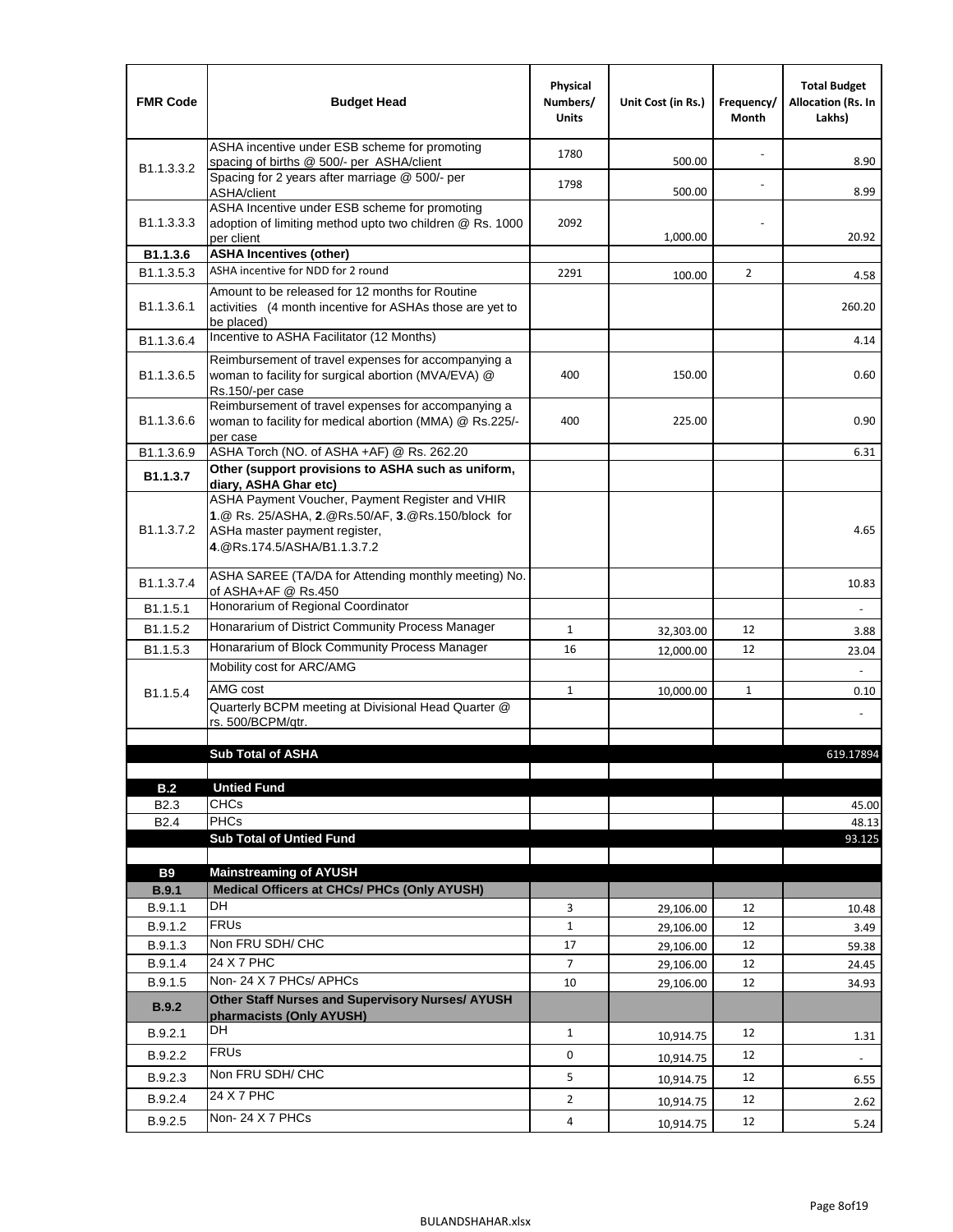| FMR Code | Budget Head | Physical Numbers/ Units | Unit Cost (in Rs.) | Frequency/ Month | Total Budget Allocation (Rs. In Lakhs) |
|---|---|---|---|---|---|
| B1.1.3.3.2 | ASHA incentive under ESB scheme for promoting spacing of births @ 500/- per ASHA/client | 1780 | 500.00 | - | 8.90 |
| | Spacing for 2 years after marriage @ 500/- per ASHA/client | 1798 | 500.00 | - | 8.99 |
| B1.1.3.3.3 | ASHA Incentive under ESB scheme for promoting adoption of limiting method upto two children @ Rs. 1000 per client | 2092 | 1,000.00 | - | 20.92 |
| **B1.1.3.6** | **ASHA Incentives (other)** | | | | |
| B1.1.3.5.3 | ASHA incentive for NDD for 2 round | 2291 | 100.00 | 2 | 4.58 |
| B1.1.3.6.1 | Amount to be released for 12 months for Routine activities (4 month incentive for ASHAs those are yet to be placed) | | | | 260.20 |
| B1.1.3.6.4 | Incentive to ASHA Facilitator (12 Months) | | | | 4.14 |
| B1.1.3.6.5 | Reimbursement of travel expenses for accompanying a woman to facility for surgical abortion (MVA/EVA) @ Rs.150/-per case | 400 | 150.00 | | 0.60 |
| B1.1.3.6.6 | Reimbursement of travel expenses for accompanying a woman to facility for medical abortion (MMA) @ Rs.225/- per case | 400 | 225.00 | | 0.90 |
| B1.1.3.6.9 | ASHA Torch (NO. of ASHA +AF) @ Rs. 262.20 | | | | 6.31 |
| **B1.1.3.7** | **Other (support provisions to ASHA such as uniform, diary, ASHA Ghar etc)** | | | | |
| B1.1.3.7.2 | ASHA Payment Voucher, Payment Register and VHIR **1**.@ Rs. 25/ASHA, **2**.@Rs.50/AF, **3**.@Rs.150/block for ASHa master payment register, **4**.@Rs.174.5/ASHA/B1.1.3.7.2 | | | | 4.65 |
| B1.1.3.7.4 | ASHA SAREE (TA/DA for Attending monthly meeting) No. of ASHA+AF @ Rs.450 | | | | 10.83 |
| B1.1.5.1 | Honorarium of Regional Coordinator | | | | - |
| B1.1.5.2 | Honararium of District Community Process Manager | 1 | 32,303.00 | 12 | 3.88 |
| B1.1.5.3 | Honararium of Block Community Process Manager | 16 | 12,000.00 | 12 | 23.04 |
| B1.1.5.4 | Mobility cost for ARC/AMG | | | | - |
| | AMG cost | 1 | 10,000.00 | 1 | 0.10 |
| | Quarterly BCPM meeting at Divisional Head Quarter @ rs. 500/BCPM/qtr. | | | | - |
| | | | | | |
| | **Sub Total of ASHA** | | | | 619.17894 |
| | | | | | |
| **B.2** | **Untied Fund** | | | | |
| B2.3 | CHCs | | | | 45.00 |
| B2.4 | PHCs | | | | 48.13 |
| | **Sub Total of Untied Fund** | | | | 93.125 |
| | | | | | |
| **B9** | **Mainstreaming of AYUSH** | | | | |
| **B.9.1** | **Medical Officers at CHCs/ PHCs (Only AYUSH)** | | | | |
| B.9.1.1 | DH | 3 | 29,106.00 | 12 | 10.48 |
| B.9.1.2 | FRUs | 1 | 29,106.00 | 12 | 3.49 |
| B.9.1.3 | Non FRU SDH/ CHC | 17 | 29,106.00 | 12 | 59.38 |
| B.9.1.4 | 24 X 7 PHC | 7 | 29,106.00 | 12 | 24.45 |
| B.9.1.5 | Non- 24 X 7 PHCs/ APHCs | 10 | 29,106.00 | 12 | 34.93 |
| **B.9.2** | **Other Staff Nurses and Supervisory Nurses/ AYUSH pharmacists (Only AYUSH)** | | | | |
| B.9.2.1 | DH | 1 | 10,914.75 | 12 | 1.31 |
| B.9.2.2 | FRUs | 0 | 10,914.75 | 12 | - |
| B.9.2.3 | Non FRU SDH/ CHC | 5 | 10,914.75 | 12 | 6.55 |
| B.9.2.4 | 24 X 7 PHC | 2 | 10,914.75 | 12 | 2.62 |
| B.9.2.5 | Non- 24 X 7 PHCs | 4 | 10,914.75 | 12 | 5.24 |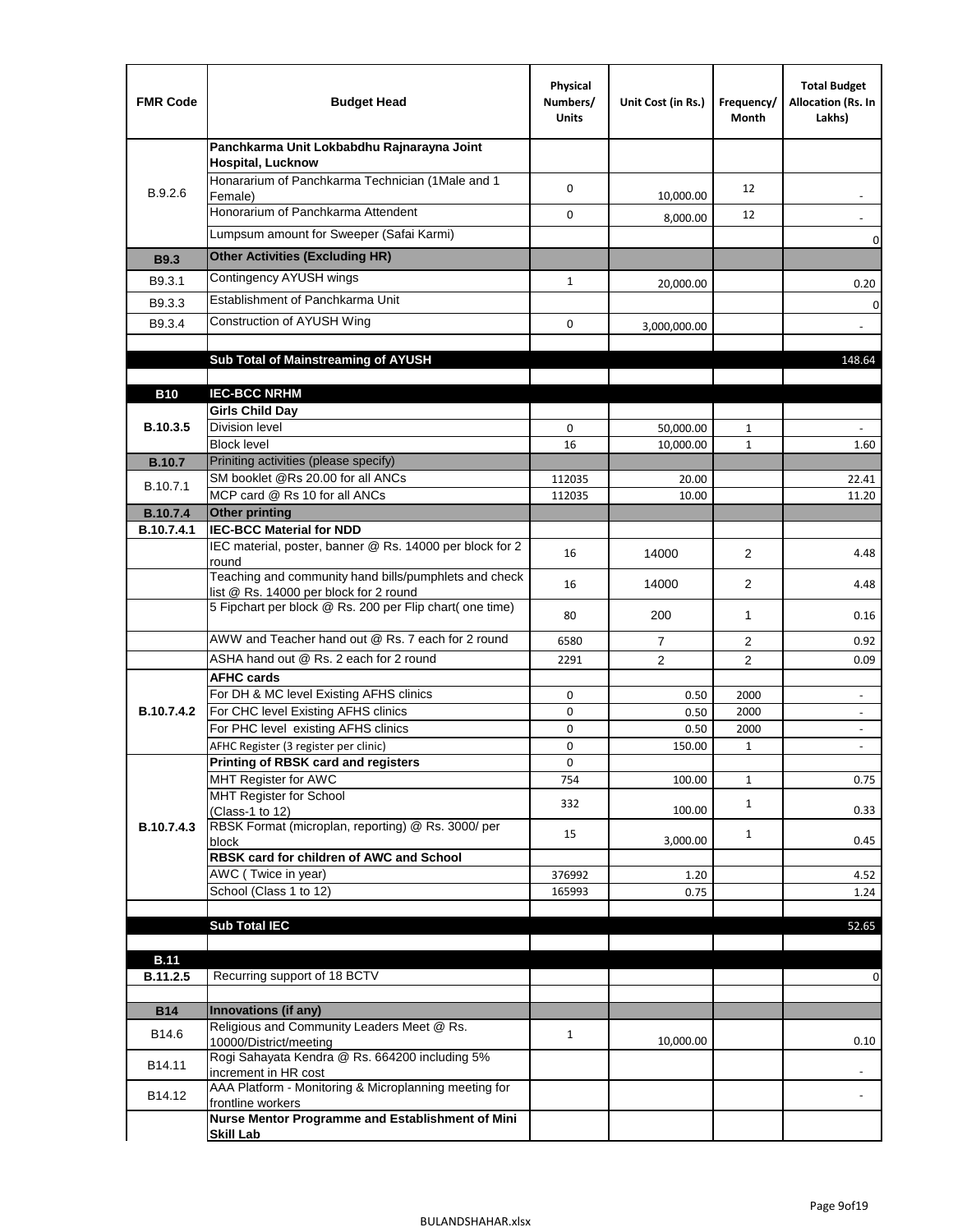| FMR Code | Budget Head | Physical Numbers/ Units | Unit Cost (in Rs.) | Frequency/ Month | Total Budget Allocation (Rs. In Lakhs) |
|---|---|---|---|---|---|
| B.9.2.6 | **Panchkarma Unit Lokbabdhu Rajnarayna Joint Hospital, Lucknow** | | | | |
| | Honorarium of Panchkarma Technician (1Male and 1 Female) | 0 | 10,000.00 | 12 | - |
| | Honorarium of Panchkarma Attendent | 0 | 8,000.00 | 12 | - |
| | Lumpsum amount for Sweeper (Safai Karmi) | | | | 0 |
| **B9.3** | **Other Activities (Excluding HR)** | | | | |
| B9.3.1 | Contingency AYUSH wings | 1 | 20,000.00 | | 0.20 |
| B9.3.3 | Establishment of Panchkarma Unit | | | | 0 |
| B9.3.4 | Construction of AYUSH Wing | 0 | 3,000,000.00 | | - |
| | | | | | |
| | **Sub Total of Mainstreaming of AYUSH** | | | | 148.64 |
| | | | | | |
| **B10** | **IEC-BCC NRHM** | | | | |
| **B.10.3.5** | **Girls Child Day** | | | | |
| | Division level | 0 | 50,000.00 | 1 | - |
| | Block level | 16 | 10,000.00 | 1 | 1.60 |
| **B.10.7** | Priniting activities (please specify) | | | | |
| B.10.7.1 | SM booklet @Rs 20.00 for all ANCs | 112035 | 20.00 | | 22.41 |
| | MCP card @ Rs 10 for all ANCs | 112035 | 10.00 | | 11.20 |
| **B.10.7.4** | **Other printing** | | | | |
| **B.10.7.4.1** | **IEC-BCC Material for NDD** | | | | |
| | IEC material, poster, banner @ Rs. 14000 per block for 2 round | 16 | 14000 | 2 | 4.48 |
| | Teaching and community hand bills/pumphlets and check list @ Rs. 14000 per block for 2 round | 16 | 14000 | 2 | 4.48 |
| | 5 Fipchart per block @ Rs. 200 per Flip chart( one time) | 80 | 200 | 1 | 0.16 |
| | AWW and Teacher hand out @ Rs. 7 each for 2 round | 6580 | 7 | 2 | 0.92 |
| | ASHA hand out @ Rs. 2 each for 2 round | 2291 | 2 | 2 | 0.09 |
| **B.10.7.4.2** | **AFHC cards** | | | | |
| | For DH & MC level Existing AFHS clinics | 0 | 0.50 | 2000 | - |
| | For CHC level Existing AFHS clinics | 0 | 0.50 | 2000 | - |
| | For PHC level existing AFHS clinics | 0 | 0.50 | 2000 | - |
| | AFHC Register (3 register per clinic) | 0 | 150.00 | 1 | - |
| **B.10.7.4.3** | **Printing of RBSK card and registers** | 0 | | | |
| | MHT Register for AWC | 754 | 100.00 | 1 | 0.75 |
| | MHT Register for School (Class-1 to 12) | 332 | 100.00 | 1 | 0.33 |
| | RBSK Format (microplan, reporting) @ Rs. 3000/ per block | 15 | 3,000.00 | 1 | 0.45 |
| | **RBSK card for children of AWC and School** | | | | |
| | AWC ( Twice in year) | 376992 | 1.20 | | 4.52 |
| | School (Class 1 to 12) | 165993 | 0.75 | | 1.24 |
| | | | | | |
| | **Sub Total IEC** | | | | 52.65 |
| | | | | | |
| **B.11** | | | | | |
| **B.11.2.5** | Recurring support of 18 BCTV | | | | 0 |
| | | | | | |
| **B14** | **Innovations (if any)** | | | | |
| B14.6 | Religious and Community Leaders Meet @ Rs. 10000/District/meeting | 1 | 10,000.00 | | 0.10 |
| B14.11 | Rogi Sahayata Kendra @ Rs. 664200 including 5% increment in HR cost | | | | - |
| B14.12 | AAA Platform - Monitoring & Microplanning meeting for frontline workers | | | | - |
| | **Nurse Mentor Programme and Establishment of Mini Skill Lab** | | | | |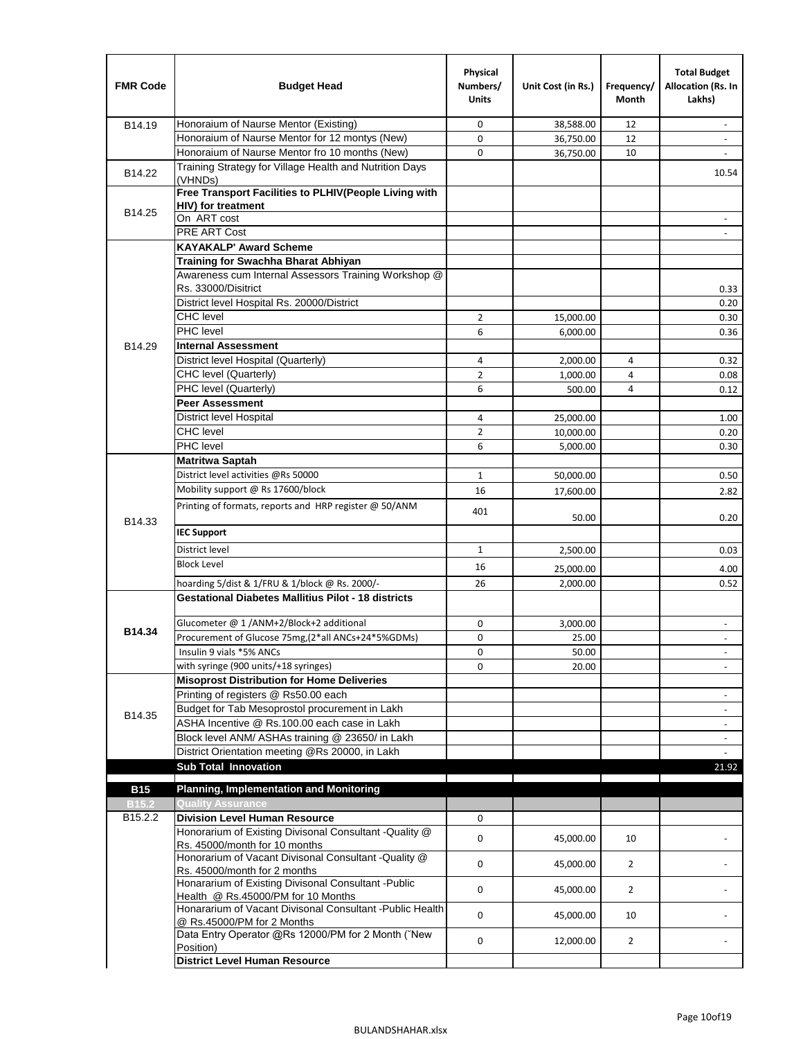| FMR Code | Budget Head | Physical Numbers/ Units | Unit Cost (in Rs.) | Frequency/ Month | Total Budget Allocation (Rs. In Lakhs) |
|---|---|---|---|---|---|
| B14.19 | Honoraium of Naurse Mentor (Existing) | 0 | 38,588.00 | 12 | - |
| | Honoraium of Naurse Mentor for 12 montys (New) | 0 | 36,750.00 | 12 | - |
| | Honoraium of Naurse Mentor fro 10 months (New) | 0 | 36,750.00 | 10 | - |
| B14.22 | Training Strategy for Village Health and Nutrition Days (VHNDs) | | | | 10.54 |
| B14.25 | **Free Transport Facilities to PLHIV(People Living with HIV) for treatment** | | | | |
| | On ART cost | | | | - |
| | PRE ART Cost | | | | - |
| B14.29 | **KAYAKALP' Award Scheme** | | | | |
| | **Training for Swachha Bharat Abhiyan** | | | | |
| | Awareness cum Internal Assessors Training Workshop @ Rs. 33000/Disitrict | | | | 0.33 |
| | District level Hospital Rs. 20000/District | | | | 0.20 |
| | CHC level | 2 | 15,000.00 | | 0.30 |
| | PHC level | 6 | 6,000.00 | | 0.36 |
| | **Internal Assessment** | | | | |
| | District level Hospital (Quarterly) | 4 | 2,000.00 | 4 | 0.32 |
| | CHC level (Quarterly) | 2 | 1,000.00 | 4 | 0.08 |
| | PHC level (Quarterly) | 6 | 500.00 | 4 | 0.12 |
| | **Peer Assessment** | | | | |
| | District level Hospital | 4 | 25,000.00 | | 1.00 |
| | CHC level | 2 | 10,000.00 | | 0.20 |
| | PHC level | 6 | 5,000.00 | | 0.30 |
| B14.33 | **Matritwa Saptah** | | | | |
| | District level activities @Rs 50000 | 1 | 50,000.00 | | 0.50 |
| | Mobility support @ Rs 17600/block | 16 | 17,600.00 | | 2.82 |
| | Printing of formats, reports and HRP register @ 50/ANM | 401 | 50.00 | | 0.20 |
| | **IEC Support** | | | | |
| | District level | 1 | 2,500.00 | | 0.03 |
| | Block Level | 16 | 25,000.00 | | 4.00 |
| | hoarding 5/dist & 1/FRU & 1/block @ Rs. 2000/- | 26 | 2,000.00 | | 0.52 |
| **B14.34** | **Gestational Diabetes Mallitius Pilot - 18 districts** | | | | |
| | Glucometer @ 1 /ANM+2/Block+2 additional | 0 | 3,000.00 | | - |
| | Procurement of Glucose 75mg,(2*all ANCs+24*5%GDMs) | 0 | 25.00 | | - |
| | Insulin 9 vials *5% ANCs | 0 | 50.00 | | - |
| | with syringe (900 units/+18 syringes) | 0 | 20.00 | | - |
| B14.35 | **Misoprost Distribution for Home Deliveries** | | | | |
| | Printing of registers @ Rs50.00 each | | | | - |
| | Budget for Tab Mesoprostol procurement in Lakh | | | | - |
| | ASHA Incentive @ Rs.100.00 each case in Lakh | | | | - |
| | Block level ANM/ ASHAs training @ 23650/ in Lakh | | | | - |
| | District Orientation meeting @Rs 20000, in Lakh | | | | - |
| | **Sub Total Innovation** | | | | 21.92 |
| **B15** | **Planning, Implementation and Monitoring** | | | | |
| **B15.2** | **Quality Assurance** | | | | |
| B15.2.2 | **Division Level Human Resource** | 0 | | | |
| | Honorarium of Existing Divisonal Consultant -Quality @ Rs. 45000/month for 10 months | 0 | 45,000.00 | 10 | - |
| | Honorarium of Vacant Divisonal Consultant -Quality @ Rs. 45000/month for 2 months | 0 | 45,000.00 | 2 | - |
| | Honararium of Existing Divisonal Consultant -Public Health @ Rs.45000/PM for 10 Months | 0 | 45,000.00 | 2 | - |
| | Honararium of Vacant Divisonal Consultant -Public Health @ Rs.45000/PM for 2 Months | 0 | 45,000.00 | 10 | - |
| | Data Entry Operator @Rs 12000/PM for 2 Month (˜New Position) | 0 | 12,000.00 | 2 | - |
| | **District Level Human Resource** | | | | |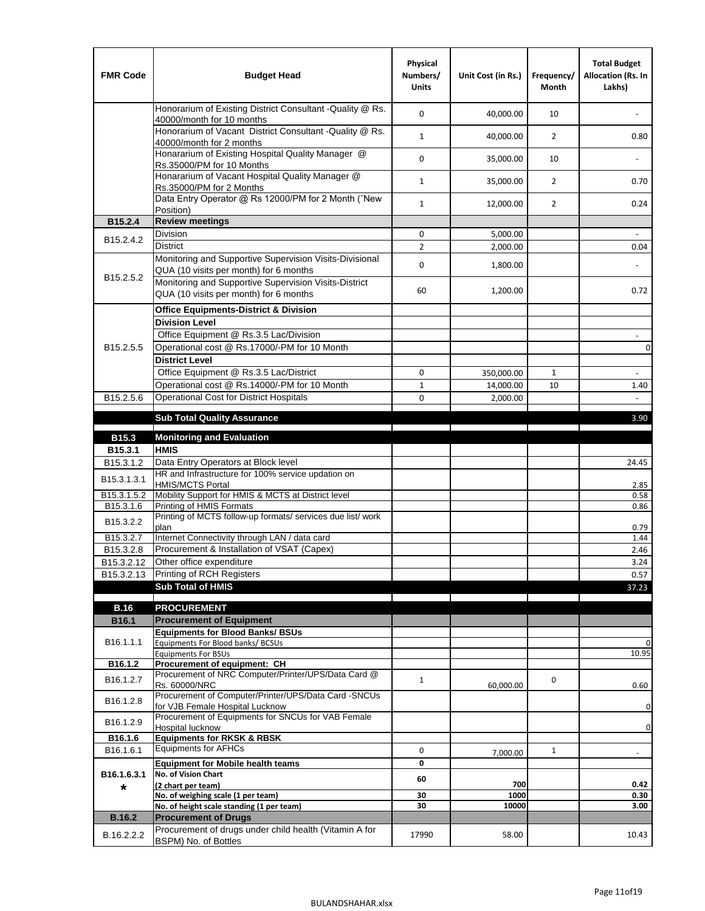| FMR Code | Budget Head | Physical Numbers/ Units | Unit Cost (in Rs.) | Frequency/ Month | Total Budget Allocation (Rs. In Lakhs) |
|---|---|---|---|---|---|
| | Honorarium of Existing District Consultant -Quality @ Rs. 40000/month for 10 months | 0 | 40,000.00 | 10 | - |
| | Honorarium of Vacant District Consultant -Quality @ Rs. 40000/month for 2 months | 1 | 40,000.00 | 2 | 0.80 |
| | Honararium of Existing Hospital Quality Manager @ Rs.35000/PM for 10 Months | 0 | 35,000.00 | 10 | - |
| | Honararium of Vacant Hospital Quality Manager @ Rs.35000/PM for 2 Months | 1 | 35,000.00 | 2 | 0.70 |
| | Data Entry Operator @ Rs 12000/PM for 2 Month (˜New Position) | 1 | 12,000.00 | 2 | 0.24 |
| **B15.2.4** | **Review meetings** | | | | |
| B15.2.4.2 | Division | 0 | 5,000.00 | | - |
| | District | 2 | 2,000.00 | | 0.04 |
| B15.2.5.2 | Monitoring and Supportive Supervision Visits-Divisional QUA (10 visits per month) for 6 months | 0 | 1,800.00 | | - |
| | Monitoring and Supportive Supervision Visits-District QUA (10 visits per month) for 6 months | 60 | 1,200.00 | | 0.72 |
| B15.2.5.5 | **Office Equipments-District & Division** | | | | |
| | **Division Level** | | | | |
| | Office Equipment @ Rs.3.5 Lac/Division | | | | - |
| | Operational cost @ Rs.17000/-PM for 10 Month | | | | 0 |
| | **District Level** | | | | |
| | Office Equipment @ Rs.3.5 Lac/District | 0 | 350,000.00 | 1 | - |
| | Operational cost @ Rs.14000/-PM for 10 Month | 1 | 14,000.00 | 10 | 1.40 |
| B15.2.5.6 | Operational Cost for District Hospitals | 0 | 2,000.00 | | - |
| | **Sub Total Quality Assurance** | | | | 3.90 |
| **B15.3** | **Monitoring and Evaluation** | | | | |
| **B15.3.1** | **HMIS** | | | | |
| B15.3.1.2 | Data Entry Operators at Block level | | | | 24.45 |
| B15.3.1.3.1 | HR and Infrastructure for 100% service updation on HMIS/MCTS Portal | | | | 2.85 |
| B15.3.1.5.2 | Mobility Support for HMIS & MCTS at District level | | | | 0.58 |
| B15.3.1.6 | Printing of HMIS Formats | | | | 0.86 |
| B15.3.2.2 | Printing of MCTS follow-up formats/ services due list/ work plan | | | | 0.79 |
| B15.3.2.7 | Internet Connectivity through LAN / data card | | | | 1.44 |
| B15.3.2.8 | Procurement & Installation of VSAT (Capex) | | | | 2.46 |
| B15.3.2.12 | Other office expenditure | | | | 3.24 |
| B15.3.2.13 | Printing of RCH Registers | | | | 0.57 |
| | **Sub Total of HMIS** | | | | 37.23 |
| **B.16** | **PROCUREMENT** | | | | |
| **B16.1** | **Procurement of Equipment** | | | | |
| B16.1.1.1 | **Equipments for Blood Banks/ BSUs** | | | | |
| | Equipments For Blood banks/ BCSUs | | | | 0 |
| | Equipments For BSUs | | | | 10.95 |
| **B16.1.2** | **Procurement of equipment: CH** | | | | |
| B16.1.2.7 | Procurement of NRC Computer/Printer/UPS/Data Card @ Rs. 60000/NRC | 1 | 60,000.00 | 0 | 0.60 |
| B16.1.2.8 | Procurement of Computer/Printer/UPS/Data Card -SNCUs for VJB Female Hospital Lucknow | | | | 0 |
| B16.1.2.9 | Procurement of Equipments for SNCUs for VAB Female Hospital lucknow | | | | 0 |
| **B16.1.6** | **Equipments for RKSK & RBSK** | | | | |
| B16.1.6.1 | Equipments for AFHCs | 0 | 7,000.00 | 1 | - |
| **B16.1.6.3.1 *** | **Equipment for Mobile health teams** | **0** | | | |
| | **No. of Vision Chart (2 chart per team)** | **60** | **700** | | **0.42** |
| | **No. of weighing scale (1 per team)** | **30** | **1000** | | **0.30** |
| | **No. of height scale standing (1 per team)** | **30** | **10000** | | **3.00** |
| **B.16.2** | **Procurement of Drugs** | | | | |
| B.16.2.2.2 | Procurement of drugs under child health (Vitamin A for BSPM) No. of Bottles | 17990 | 58.00 | | 10.43 |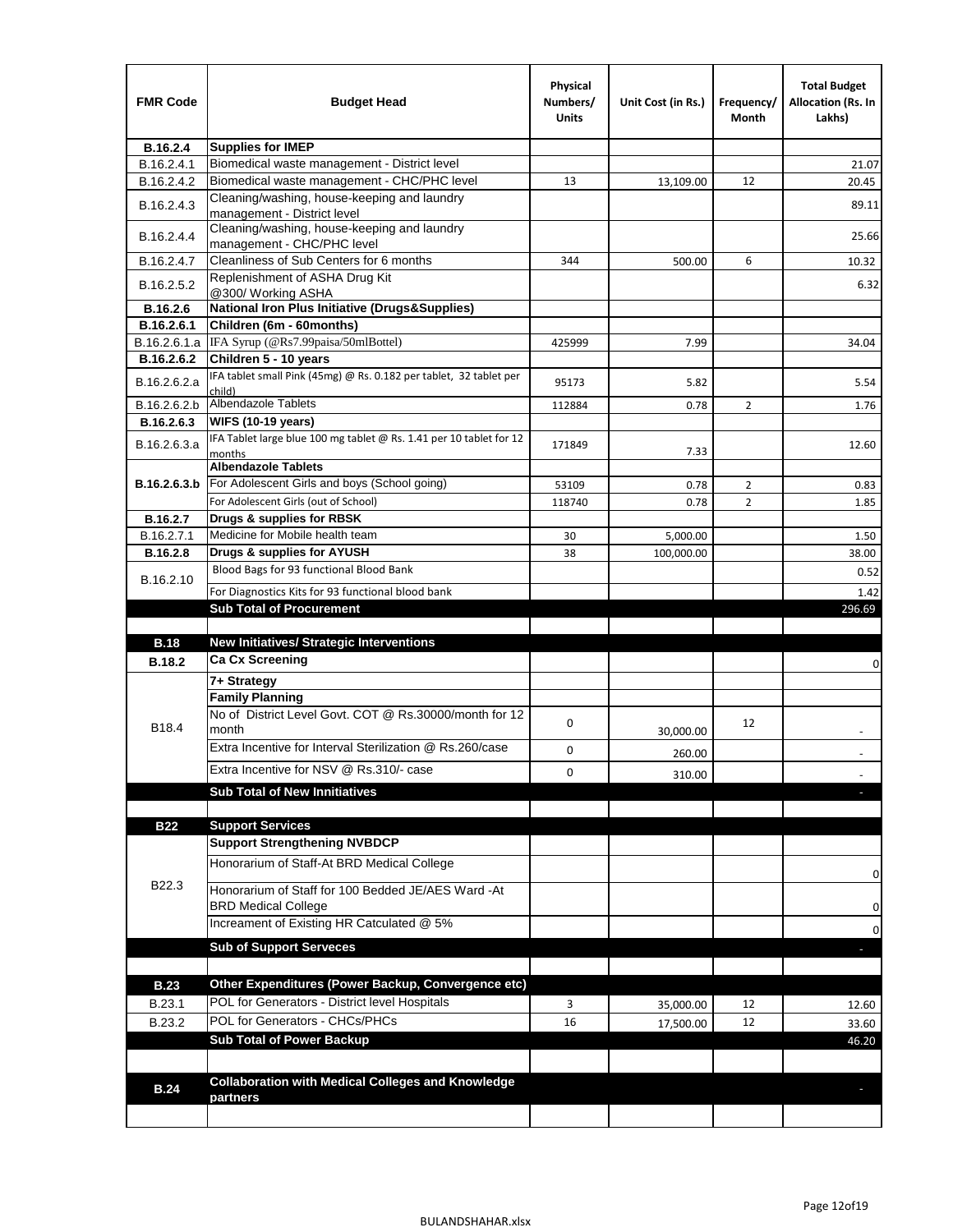| FMR Code | Budget Head | Physical Numbers/ Units | Unit Cost (in Rs.) | Frequency/ Month | Total Budget Allocation (Rs. In Lakhs) |
|---|---|---|---|---|---|
| **B.16.2.4** | **Supplies for IMEP** | | | | |
| B.16.2.4.1 | Biomedical waste management - District level | | | | 21.07 |
| B.16.2.4.2 | Biomedical waste management - CHC/PHC level | 13 | 13,109.00 | 12 | 20.45 |
| B.16.2.4.3 | Cleaning/washing, house-keeping and laundry management - District level | | | | 89.11 |
| B.16.2.4.4 | Cleaning/washing, house-keeping and laundry management - CHC/PHC level | | | | 25.66 |
| B.16.2.4.7 | Cleanliness of Sub Centers for 6 months | 344 | 500.00 | 6 | 10.32 |
| B.16.2.5.2 | Replenishment of ASHA Drug Kit @300/ Working ASHA | | | | 6.32 |
| **B.16.2.6** | **National Iron Plus Initiative (Drugs&Supplies)** | | | | |
| **B.16.2.6.1** | **Children (6m - 60months)** | | | | |
| B.16.2.6.1.a | IFA Syrup (@Rs7.99paisa/50mlBottel) | 425999 | 7.99 | | 34.04 |
| **B.16.2.6.2** | **Children 5 - 10 years** | | | | |
| B.16.2.6.2.a | IFA tablet small Pink (45mg) @ Rs. 0.182 per tablet, 32 tablet per child) | 95173 | 5.82 | | 5.54 |
| B.16.2.6.2.b | Albendazole Tablets | 112884 | 0.78 | 2 | 1.76 |
| **B.16.2.6.3** | **WIFS (10-19 years)** | | | | |
| B.16.2.6.3.a | IFA Tablet large blue 100 mg tablet @ Rs. 1.41 per 10 tablet for 12 months | 171849 | 7.33 | | 12.60 |
| **B.16.2.6.3.b** | **Albendazole Tablets** | | | | |
| | For Adolescent Girls and boys (School going) | 53109 | 0.78 | 2 | 0.83 |
| | For Adolescent Girls (out of School) | 118740 | 0.78 | 2 | 1.85 |
| **B.16.2.7** | **Drugs & supplies for RBSK** | | | | |
| B.16.2.7.1 | Medicine for Mobile health team | 30 | 5,000.00 | | 1.50 |
| **B.16.2.8** | **Drugs & supplies for AYUSH** | 38 | 100,000.00 | | 38.00 |
| B.16.2.10 | Blood Bags for 93 functional Blood Bank | | | | 0.52 |
| | For Diagnostics Kits for 93 functional blood bank | | | | 1.42 |
| | **Sub Total of Procurement** | | | | 296.69 |
| | | | | | |
| **B.18** | **New Initiatives/ Strategic Interventions** | | | | |
| **B.18.2** | **Ca Cx Screening** | | | | 0 |
| B18.4 | **7+ Strategy** | | | | |
| | **Family Planning** | | | | |
| | No of District Level Govt. COT @ Rs.30000/month for 12 month | 0 | 30,000.00 | 12 | - |
| | Extra Incentive for Interval Sterilization @ Rs.260/case | 0 | 260.00 | | - |
| | Extra Incentive for NSV @ Rs.310/- case | 0 | 310.00 | | - |
| | **Sub Total of New Innitiatives** | | | | - |
| | | | | | |
| **B22** | **Support Services** | | | | |
| B22.3 | **Support Strengthening NVBDCP** | | | | |
| | Honorarium of Staff-At BRD Medical College | | | | 0 |
| | Honorarium of Staff for 100 Bedded JE/AES Ward -At BRD Medical College | | | | 0 |
| | Increament of Existing HR Catculated @ 5% | | | | 0 |
| | **Sub of Support Serveces** | | | | - |
| | | | | | |
| **B.23** | **Other Expenditures (Power Backup, Convergence etc)** | | | | |
| B.23.1 | POL for Generators - District level Hospitals | 3 | 35,000.00 | 12 | 12.60 |
| B.23.2 | POL for Generators - CHCs/PHCs | 16 | 17,500.00 | 12 | 33.60 |
| | **Sub Total of Power Backup** | | | | 46.20 |
| | | | | | |
| **B.24** | **Collaboration with Medical Colleges and Knowledge partners** | | | | - |
| | | | | | |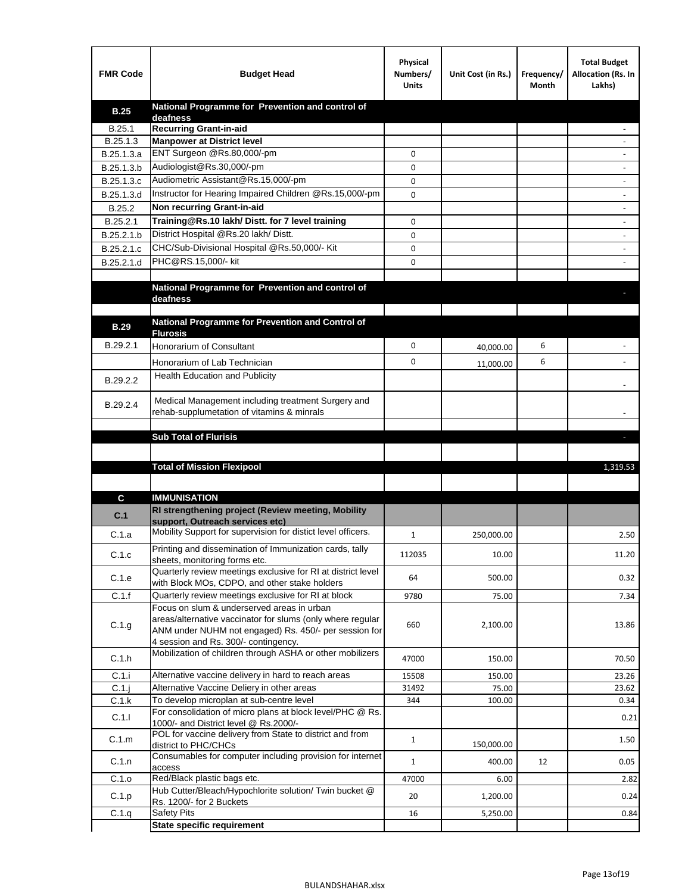| FMR Code | Budget Head | Physical Numbers/ Units | Unit Cost (in Rs.) | Frequency/ Month | Total Budget Allocation (Rs. In Lakhs) |
|---|---|---|---|---|---|
| **B.25** | **National Programme for Prevention and control of deafness** | | | | |
| B.25.1 | **Recurring Grant-in-aid** | | | | - |
| B.25.1.3 | **Manpower at District level** | | | | - |
| B.25.1.3.a | ENT Surgeon @Rs.80,000/-pm | 0 | | | - |
| B.25.1.3.b | Audiologist@Rs.30,000/-pm | 0 | | | - |
| B.25.1.3.c | Audiometric Assistant@Rs.15,000/-pm | 0 | | | - |
| B.25.1.3.d | Instructor for Hearing Impaired Children @Rs.15,000/-pm | 0 | | | - |
| B.25.2 | **Non recurring Grant-in-aid** | | | | - |
| B.25.2.1 | **Training@Rs.10 lakh/ Distt. for 7 level training** | 0 | | | - |
| B.25.2.1.b | District Hospital @Rs.20 lakh/ Distt. | 0 | | | - |
| B.25.2.1.c | CHC/Sub-Divisional Hospital @Rs.50,000/- Kit | 0 | | | - |
| B.25.2.1.d | PHC@RS.15,000/- kit | 0 | | | - |
| | | | | | |
| | **National Programme for Prevention and control of deafness** | | | | - |
| | | | | | |
| **B.29** | **National Programme for Prevention and Control of Flurosis** | | | | |
| B.29.2.1 | Honorarium of Consultant | 0 | 40,000.00 | 6 | - |
| | Honorarium of Lab Technician | 0 | 11,000.00 | 6 | - |
| B.29.2.2 | Health Education and Publicity | | | | - |
| B.29.2.4 | Medical Management including treatment Surgery and rehab-supplumetation of vitamins & minrals | | | | - |
| | | | | | |
| | **Sub Total of Flurisis** | | | | - |
| | | | | | |
| | **Total of Mission Flexipool** | | | | 1,319.53 |
| | | | | | |
| **C** | **IMMUNISATION** | | | | |
| **C.1** | **RI strengthening project (Review meeting, Mobility support, Outreach services etc)** | | | | |
| C.1.a | Mobility Support for supervision for distict level officers. | 1 | 250,000.00 | | 2.50 |
| C.1.c | Printing and dissemination of Immunization cards, tally sheets, monitoring forms etc. | 112035 | 10.00 | | 11.20 |
| C.1.e | Quarterly review meetings exclusive for RI at district level with Block MOs, CDPO, and other stake holders | 64 | 500.00 | | 0.32 |
| C.1.f | Quarterly review meetings exclusive for RI at block | 9780 | 75.00 | | 7.34 |
| C.1.g | Focus on slum & underserved areas in urban areas/alternative vaccinator for slums (only where regular ANM under NUHM not engaged) Rs. 450/- per session for 4 session and Rs. 300/- contingency. | 660 | 2,100.00 | | 13.86 |
| C.1.h | Mobilization of children through ASHA or other mobilizers | 47000 | 150.00 | | 70.50 |
| C.1.i | Alternative vaccine delivery in hard to reach areas | 15508 | 150.00 | | 23.26 |
| C.1.j | Alternative Vaccine Deliery in other areas | 31492 | 75.00 | | 23.62 |
| C.1.k | To develop microplan at sub-centre level | 344 | 100.00 | | 0.34 |
| C.1.l | For consolidation of micro plans at block level/PHC @ Rs. 1000/- and District level @ Rs.2000/- | | | | 0.21 |
| C.1.m | POL for vaccine delivery from State to district and from district to PHC/CHCs | 1 | 150,000.00 | | 1.50 |
| C.1.n | Consumables for computer including provision for internet access | 1 | 400.00 | 12 | 0.05 |
| C.1.o | Red/Black plastic bags etc. | 47000 | 6.00 | | 2.82 |
| C.1.p | Hub Cutter/Bleach/Hypochlorite solution/ Twin bucket @ Rs. 1200/- for 2 Buckets | 20 | 1,200.00 | | 0.24 |
| C.1.q | Safety Pits | 16 | 5,250.00 | | 0.84 |
| | **State specific requirement** | | | | |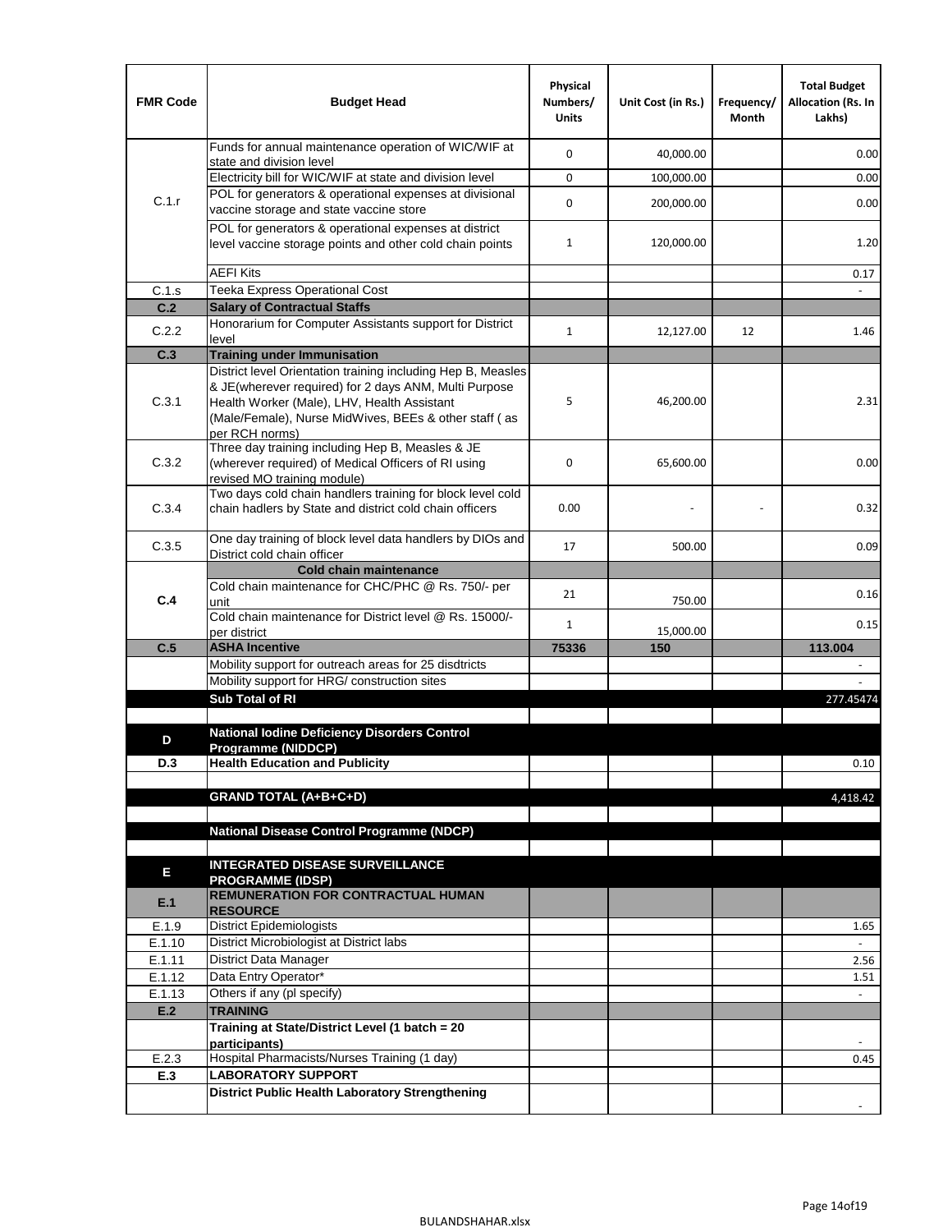| FMR Code | Budget Head | Physical Numbers/ Units | Unit Cost (in Rs.) | Frequency/ Month | Total Budget Allocation (Rs. In Lakhs) |
|---|---|---|---|---|---|
| C.1.r | Funds for annual maintenance operation of WIC/WIF at state and division level | 0 | 40,000.00 | | 0.00 |
| | Electricity bill for WIC/WIF at state and division level | 0 | 100,000.00 | | 0.00 |
| | POL for generators & operational expenses at divisional vaccine storage and state vaccine store | 0 | 200,000.00 | | 0.00 |
| | POL for generators & operational expenses at district level vaccine storage points and other cold chain points | 1 | 120,000.00 | | 1.20 |
| | AEFI Kits | | | | 0.17 |
| C.1.s | Teeka Express Operational Cost | | | | - |
| **C.2** | **Salary of Contractual Staffs** | | | | |
| C.2.2 | Honorarium for Computer Assistants support for District level | 1 | 12,127.00 | 12 | 1.46 |
| **C.3** | **Training under Immunisation** | | | | |
| C.3.1 | District level Orientation training including Hep B, Measles & JE(wherever required) for 2 days ANM, Multi Purpose Health Worker (Male), LHV, Health Assistant (Male/Female), Nurse MidWives, BEEs & other staff ( as per RCH norms) | 5 | 46,200.00 | | 2.31 |
| C.3.2 | Three day training including Hep B, Measles & JE (wherever required) of Medical Officers of RI using revised MO training module) | 0 | 65,600.00 | | 0.00 |
| C.3.4 | Two days cold chain handlers training for block level cold chain hadlers by State and district cold chain officers | 0.00 | - | - | 0.32 |
| C.3.5 | One day training of block level data handlers by DIOs and District cold chain officer | 17 | 500.00 | | 0.09 |
| **C.4** | **Cold chain maintenance** | | | | |
| | Cold chain maintenance for CHC/PHC @ Rs. 750/- per unit | 21 | 750.00 | | 0.16 |
| | Cold chain maintenance for District level @ Rs. 15000/- per district | 1 | 15,000.00 | | 0.15 |
| **C.5** | **ASHA Incentive** | **75336** | **150** | | **113.004** |
| | Mobility support for outreach areas for 25 disdtricts | | | | - |
| | Mobility support for HRG/ construction sites | | | | - |
| | **Sub Total of RI** | | | | 277.45474 |
| | | | | | |
| **D** | **National Iodine Deficiency Disorders Control Programme (NIDDCP)** | | | | |
| **D.3** | **Health Education and Publicity** | | | | 0.10 |
| | | | | | |
| | **GRAND TOTAL (A+B+C+D)** | | | | 4,418.42 |
| | | | | | |
| | **National Disease Control Programme (NDCP)** | | | | |
| | | | | | |
| **E** | **INTEGRATED DISEASE SURVEILLANCE PROGRAMME (IDSP)** | | | | |
| **E.1** | **REMUNERATION FOR CONTRACTUAL HUMAN RESOURCE** | | | | |
| E.1.9 | District Epidemiologists | | | | 1.65 |
| E.1.10 | District Microbiologist at District labs | | | | - |
| E.1.11 | District Data Manager | | | | 2.56 |
| E.1.12 | Data Entry Operator* | | | | 1.51 |
| E.1.13 | Others if any (pl specify) | | | | - |
| **E.2** | **TRAINING** | | | | |
| | **Training at State/District Level (1 batch = 20 participants)** | | | | - |
| E.2.3 | Hospital Pharmacists/Nurses Training (1 day) | | | | 0.45 |
| **E.3** | **LABORATORY SUPPORT** | | | | |
| | **District Public Health Laboratory Strengthening** | | | | - |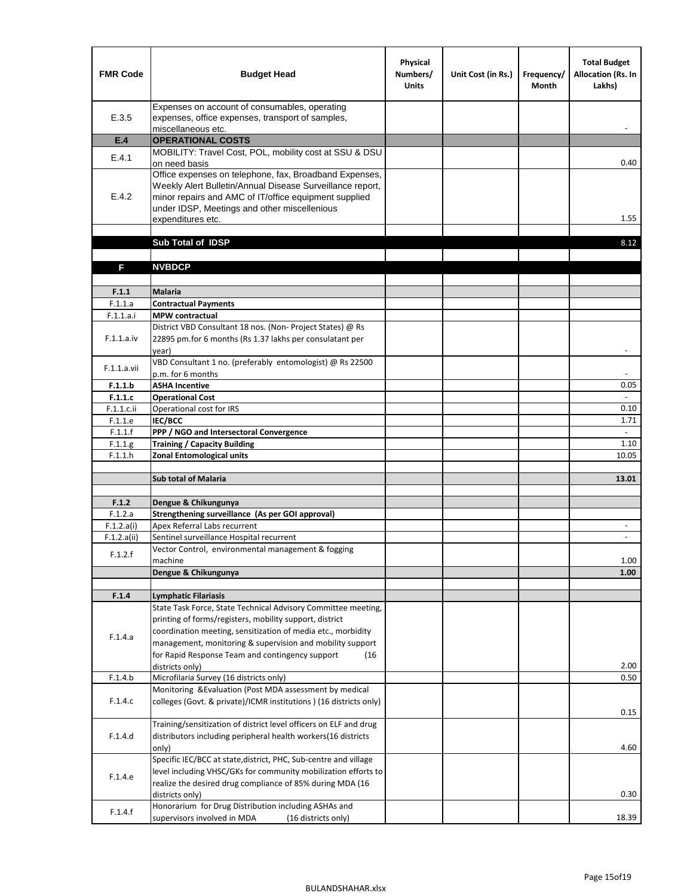| FMR Code | Budget Head | Physical Numbers/ Units | Unit Cost (in Rs.) | Frequency/ Month | Total Budget Allocation (Rs. In Lakhs) |
|---|---|---|---|---|---|
| E.3.5 | Expenses on account of consumables, operating expenses, office expenses, transport of samples, miscellaneous etc. | | | | - |
| **E.4** | **OPERATIONAL COSTS** | | | | |
| E.4.1 | MOBILITY: Travel Cost, POL, mobility cost at SSU & DSU on need basis | | | | 0.40 |
| E.4.2 | Office expenses on telephone, fax, Broadband Expenses, Weekly Alert Bulletin/Annual Disease Surveillance report, minor repairs and AMC of IT/office equipment supplied under IDSP, Meetings and other miscellenious expenditures etc. | | | | 1.55 |
| | | | | | |
| | **Sub Total of IDSP** | | | | 8.12 |
| | | | | | |
| **F** | **NVBDCP** | | | | |
| | | | | | |
| **F.1.1** | **Malaria** | | | | |
| F.1.1.a | **Contractual Payments** | | | | |
| F.1.1.a.i | **MPW contractual** | | | | |
| F.1.1.a.iv | District VBD Consultant 18 nos. (Non- Project States) @ Rs 22895 pm.for 6 months (Rs 1.37 lakhs per consulatant per year) | | | | - |
| F.1.1.a.vii | VBD Consultant 1 no. (preferably entomologist) @ Rs 22500 p.m. for 6 months | | | | - |
| **F.1.1.b** | **ASHA Incentive** | | | | 0.05 |
| **F.1.1.c** | **Operational Cost** | | | | - |
| F.1.1.c.ii | Operational cost for IRS | | | | 0.10 |
| F.1.1.e | **IEC/BCC** | | | | 1.71 |
| F.1.1.f | **PPP / NGO and Intersectoral Convergence** | | | | - |
| F.1.1.g | **Training / Capacity Building** | | | | 1.10 |
| F.1.1.h | **Zonal Entomological units** | | | | 10.05 |
| | | | | | |
| | **Sub total of Malaria** | | | | **13.01** |
| | | | | | |
| **F.1.2** | **Dengue & Chikungunya** | | | | |
| F.1.2.a | **Strengthening surveillance (As per GOI approval)** | | | | |
| F.1.2.a(i) | Apex Referral Labs recurrent | | | | - |
| F.1.2.a(ii) | Sentinel surveillance Hospital recurrent | | | | - |
| F.1.2.f | Vector Control, environmental management & fogging machine | | | | 1.00 |
| | **Dengue & Chikungunya** | | | | **1.00** |
| | | | | | |
| **F.1.4** | **Lymphatic Filariasis** | | | | |
| F.1.4.a | State Task Force, State Technical Advisory Committee meeting, printing of forms/registers, mobility support, district coordination meeting, sensitization of media etc., morbidity management, monitoring & supervision and mobility support for Rapid Response Team and contingency support (16 districts only) | | | | 2.00 |
| F.1.4.b | Microfilaria Survey (16 districts only) | | | | 0.50 |
| F.1.4.c | Monitoring &Evaluation (Post MDA assessment by medical colleges (Govt. & private)/ICMR institutions ) (16 districts only) | | | | 0.15 |
| F.1.4.d | Training/sensitization of district level officers on ELF and drug distributors including peripheral health workers(16 districts only) | | | | 4.60 |
| F.1.4.e | Specific IEC/BCC at state,district, PHC, Sub-centre and village level including VHSC/GKs for community mobilization efforts to realize the desired drug compliance of 85% during MDA (16 districts only) | | | | 0.30 |
| F.1.4.f | Honorarium for Drug Distribution including ASHAs and supervisors involved in MDA (16 districts only) | | | | 18.39 |

BULANDSHAHAR.xlsx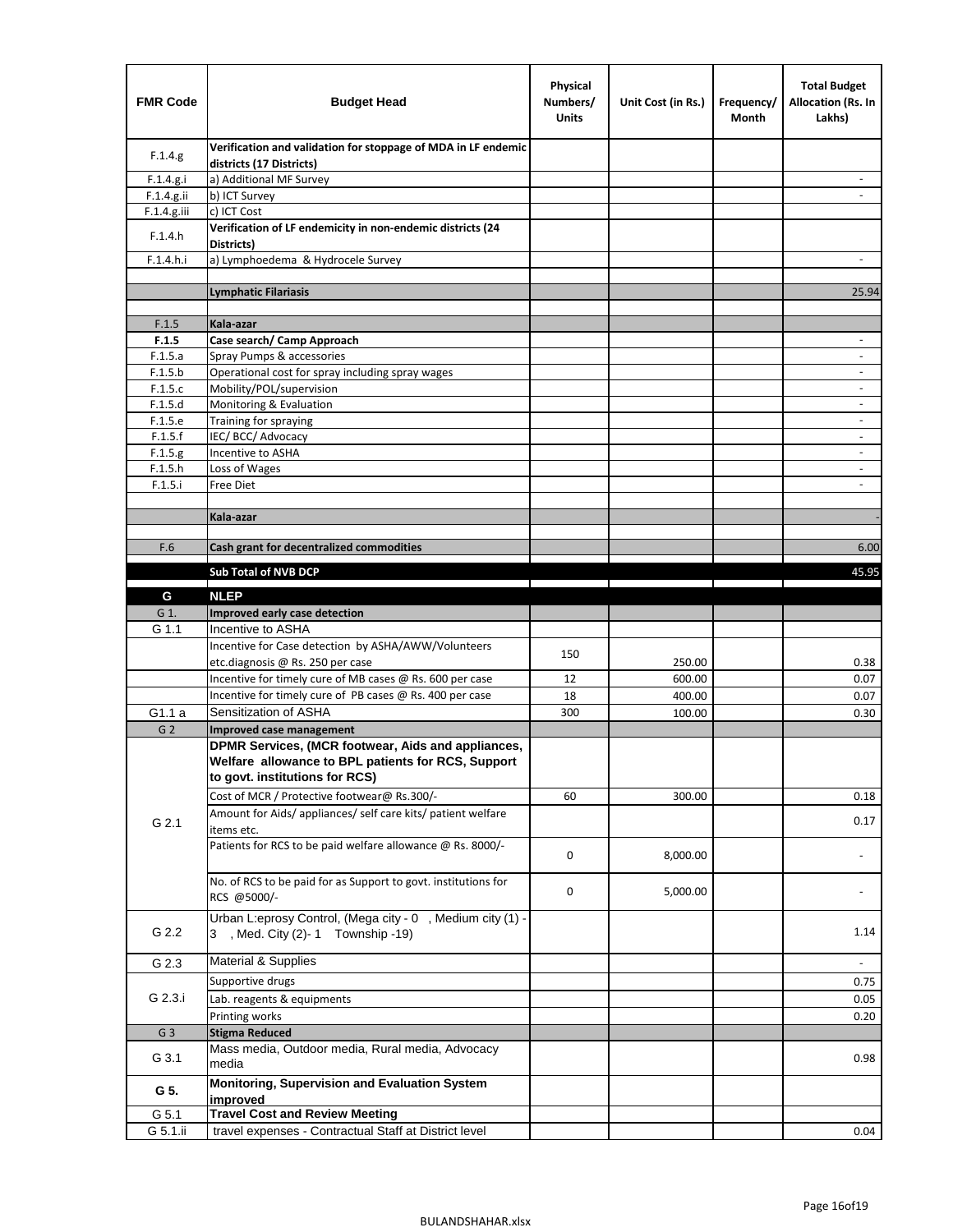| FMR Code | Budget Head | Physical Numbers/ Units | Unit Cost (in Rs.) | Frequency/ Month | Total Budget Allocation (Rs. In Lakhs) |
|---|---|---|---|---|---|
| F.1.4.g | **Verification and validation for stoppage of MDA in LF endemic districts (17 Districts)** | | | | |
| F.1.4.g.i | a) Additional MF Survey | | | | - |
| F.1.4.g.ii | b) ICT Survey | | | | - |
| F.1.4.g.iii | c) ICT Cost | | | | |
| F.1.4.h | **Verification of LF endemicity in non-endemic districts (24 Districts)** | | | | |
| F.1.4.h.i | a) Lymphoedema & Hydrocele Survey | | | | - |
| | | | | | |
| | **Lymphatic Filariasis** | | | | 25.94 |
| | | | | | |
| F.1.5 | **Kala-azar** | | | | |
| **F.1.5** | **Case search/ Camp Approach** | | | | - |
| F.1.5.a | Spray Pumps & accessories | | | | - |
| F.1.5.b | Operational cost for spray including spray wages | | | | - |
| F.1.5.c | Mobility/POL/supervision | | | | - |
| F.1.5.d | Monitoring & Evaluation | | | | - |
| F.1.5.e | Training for spraying | | | | - |
| F.1.5.f | IEC/ BCC/ Advocacy | | | | - |
| F.1.5.g | Incentive to ASHA | | | | - |
| F.1.5.h | Loss of Wages | | | | - |
| F.1.5.i | Free Diet | | | | - |
| | | | | | |
| | **Kala-azar** | | | | - |
| | | | | | |
| F.6 | **Cash grant for decentralized commodities** | | | | 6.00 |
| | **Sub Total of NVB DCP** | | | | 45.95 |
| **G** | **NLEP** | | | | |
| G 1. | **Improved early case detection** | | | | |
| G 1.1 | Incentive to ASHA | | | | |
| | Incentive for Case detection by ASHA/AWW/Volunteers etc.diagnosis @ Rs. 250 per case | 150 | 250.00 | | 0.38 |
| | Incentive for timely cure of MB cases @ Rs. 600 per case | 12 | 600.00 | | 0.07 |
| | Incentive for timely cure of PB cases @ Rs. 400 per case | 18 | 400.00 | | 0.07 |
| G1.1 a | Sensitization of ASHA | 300 | 100.00 | | 0.30 |
| G 2 | **Improved case management** | | | | |
| G 2.1 | **DPMR Services, (MCR footwear, Aids and appliances, Welfare allowance to BPL patients for RCS, Support to govt. institutions for RCS)** | | | | |
| | Cost of MCR / Protective footwear@ Rs.300/- | 60 | 300.00 | | 0.18 |
| | Amount for Aids/ appliances/ self care kits/ patient welfare items etc. | | | | 0.17 |
| | Patients for RCS to be paid welfare allowance @ Rs. 8000/- | 0 | 8,000.00 | | - |
| | No. of RCS to be paid for as Support to govt. institutions for RCS @5000/- | 0 | 5,000.00 | | - |
| G 2.2 | Urban L:eprosy Control, (Mega city - 0 , Medium city (1) - 3 , Med. City (2)- 1 Township -19) | | | | 1.14 |
| G 2.3 | Material & Supplies | | | | - |
| G 2.3.i | Supportive drugs | | | | 0.75 |
| | Lab. reagents & equipments | | | | 0.05 |
| | Printing works | | | | 0.20 |
| G 3 | **Stigma Reduced** | | | | |
| G 3.1 | Mass media, Outdoor media, Rural media, Advocacy media | | | | 0.98 |
| **G 5.** | **Monitoring, Supervision and Evaluation System improved** | | | | |
| G 5.1 | **Travel Cost and Review Meeting** | | | | |
| G 5.1.ii | travel expenses - Contractual Staff at District level | | | | 0.04 |

BULANDSHAHAR.xlsx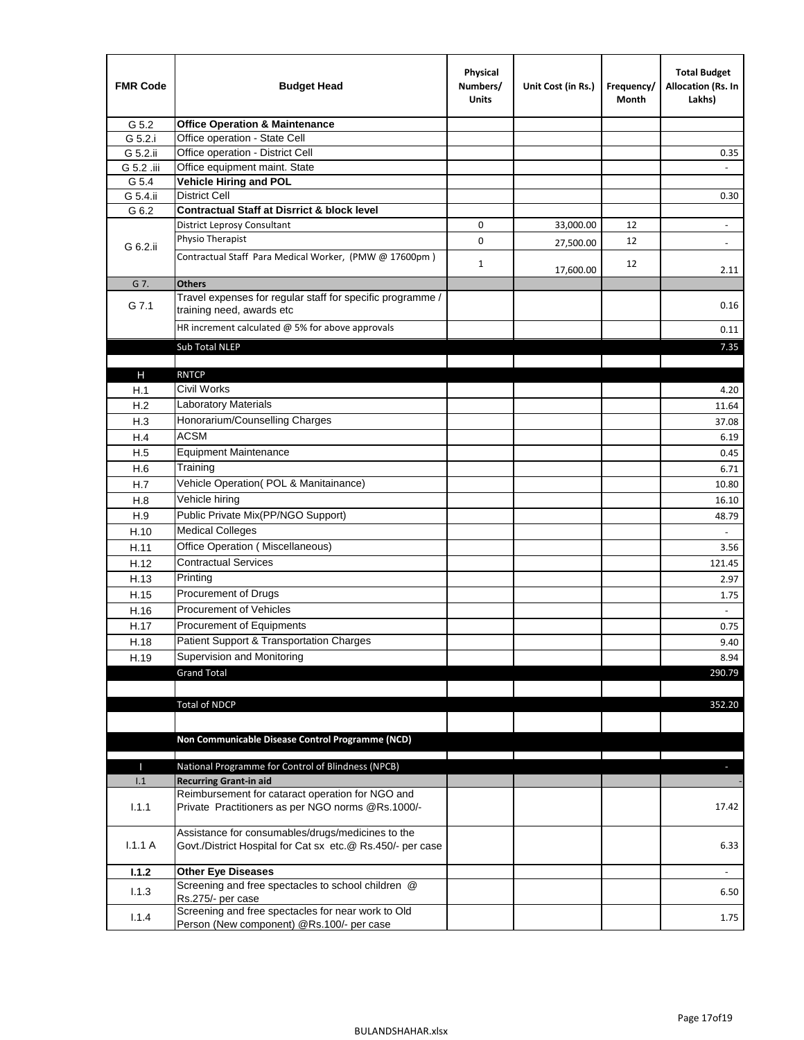| FMR Code | Budget Head | Physical Numbers/ Units | Unit Cost (in Rs.) | Frequency/ Month | Total Budget Allocation (Rs. In Lakhs) |
|---|---|---|---|---|---|
| G 5.2 | **Office Operation & Maintenance** | | | | |
| G 5.2.i | Office operation - State Cell | | | | |
| G 5.2.ii | Office operation - District Cell | | | | 0.35 |
| G 5.2 .iii | Office equipment maint. State | | | | - |
| G 5.4 | **Vehicle Hiring and POL** | | | | |
| G 5.4.ii | District Cell | | | | 0.30 |
| G 6.2 | **Contractual Staff at Disrrict & block level** | | | | |
| G 6.2.ii | District Leprosy Consultant | 0 | 33,000.00 | 12 | - |
| | Physio Therapist | 0 | 27,500.00 | 12 | - |
| | Contractual Staff Para Medical Worker, (PMW @ 17600pm ) | 1 | 17,600.00 | 12 | 2.11 |
| G 7. | **Others** | | | | |
| G 7.1 | Travel expenses for regular staff for specific programme / training need, awards etc | | | | 0.16 |
| | HR increment calculated @ 5% for above approvals | | | | 0.11 |
| | Sub Total NLEP | | | | 7.35 |
| | | | | | |
| H | RNTCP | | | | |
| H.1 | Civil Works | | | | 4.20 |
| H.2 | Laboratory Materials | | | | 11.64 |
| H.3 | Honorarium/Counselling Charges | | | | 37.08 |
| H.4 | ACSM | | | | 6.19 |
| H.5 | Equipment Maintenance | | | | 0.45 |
| H.6 | Training | | | | 6.71 |
| H.7 | Vehicle Operation( POL & Manitainance) | | | | 10.80 |
| H.8 | Vehicle hiring | | | | 16.10 |
| H.9 | Public Private Mix(PP/NGO Support) | | | | 48.79 |
| H.10 | Medical Colleges | | | | - |
| H.11 | Office Operation ( Miscellaneous) | | | | 3.56 |
| H.12 | Contractual Services | | | | 121.45 |
| H.13 | Printing | | | | 2.97 |
| H.15 | Procurement of Drugs | | | | 1.75 |
| H.16 | Procurement of Vehicles | | | | - |
| H.17 | Procurement of Equipments | | | | 0.75 |
| H.18 | Patient Support & Transportation Charges | | | | 9.40 |
| H.19 | Supervision and Monitoring | | | | 8.94 |
| | Grand Total | | | | 290.79 |
| | | | | | |
| | Total of NDCP | | | | 352.20 |
| | | | | | |
| | **Non Communicable Disease Control Programme (NCD)** | | | | |
| | | | | | |
| I | National Programme for Control of Blindness (NPCB) | | | | - |
| I.1 | **Recurring Grant-in aid** | | | | - |
| I.1.1 | Reimbursement for cataract operation for NGO and Private Practitioners as per NGO norms @Rs.1000/- | | | | 17.42 |
| I.1.1 A | Assistance for consumables/drugs/medicines to the Govt./District Hospital for Cat sx etc.@ Rs.450/- per case | | | | 6.33 |
| **I.1.2** | **Other Eye Diseases** | | | | - |
| I.1.3 | Screening and free spectacles to school children @ Rs.275/- per case | | | | 6.50 |
| I.1.4 | Screening and free spectacles for near work to Old Person (New component) @Rs.100/- per case | | | | 1.75 |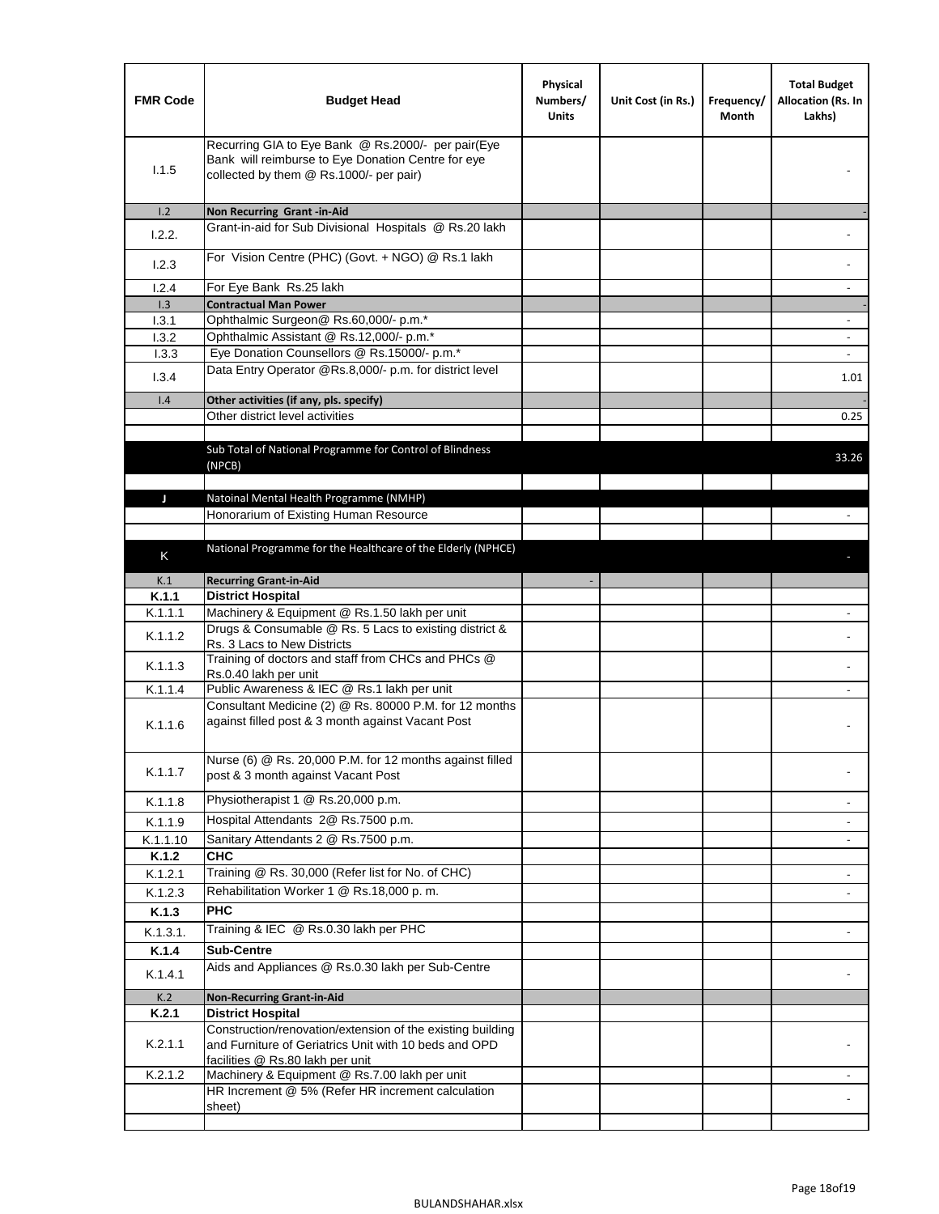| FMR Code | Budget Head | Physical Numbers/ Units | Unit Cost (in Rs.) | Frequency/ Month | Total Budget Allocation (Rs. In Lakhs) |
|---|---|---|---|---|---|
| I.1.5 | Recurring GIA to Eye Bank @ Rs.2000/- per pair(Eye Bank will reimburse to Eye Donation Centre for eye collected by them @ Rs.1000/- per pair) | | | | - |
| I.2 | **Non Recurring Grant -in-Aid** | | | | - |
| I.2.2. | Grant-in-aid for Sub Divisional Hospitals @ Rs.20 lakh | | | | - |
| I.2.3 | For Vision Centre (PHC) (Govt. + NGO) @ Rs.1 lakh | | | | - |
| I.2.4 | For Eye Bank Rs.25 lakh | | | | - |
| I.3 | **Contractual Man Power** | | | | - |
| I.3.1 | Ophthalmic Surgeon@ Rs.60,000/- p.m.* | | | | - |
| I.3.2 | Ophthalmic Assistant @ Rs.12,000/- p.m.* | | | | - |
| I.3.3 | Eye Donation Counsellors @ Rs.15000/- p.m.* | | | | - |
| I.3.4 | Data Entry Operator @Rs.8,000/- p.m. for district level | | | | 1.01 |
| I.4 | **Other activities (if any, pls. specify)** | | | | - |
| | Other district level activities | | | | 0.25 |
| | | | | | |
| | Sub Total of National Programme for Control of Blindness (NPCB) | | | | 33.26 |
| | | | | | |
| J | Natoinal Mental Health Programme (NMHP) | | | | |
| | Honorarium of Existing Human Resource | | | | - |
| | | | | | |
| K | National Programme for the Healthcare of the Elderly (NPHCE) | | | | - |
| K.1 | **Recurring Grant-in-Aid** | - | | | |
| **K.1.1** | **District Hospital** | | | | |
| K.1.1.1 | Machinery & Equipment @ Rs.1.50 lakh per unit | | | | - |
| K.1.1.2 | Drugs & Consumable @ Rs. 5 Lacs to existing district & Rs. 3 Lacs to New Districts | | | | - |
| K.1.1.3 | Training of doctors and staff from CHCs and PHCs @ Rs.0.40 lakh per unit | | | | - |
| K.1.1.4 | Public Awareness & IEC @ Rs.1 lakh per unit | | | | - |
| K.1.1.6 | Consultant Medicine (2) @ Rs. 80000 P.M. for 12 months against filled post & 3 month against Vacant Post | | | | - |
| K.1.1.7 | Nurse (6) @ Rs. 20,000 P.M. for 12 months against filled post & 3 month against Vacant Post | | | | - |
| K.1.1.8 | Physiotherapist 1 @ Rs.20,000 p.m. | | | | - |
| K.1.1.9 | Hospital Attendants 2@ Rs.7500 p.m. | | | | - |
| K.1.1.10 | Sanitary Attendants 2 @ Rs.7500 p.m. | | | | - |
| **K.1.2** | **CHC** | | | | |
| K.1.2.1 | Training @ Rs. 30,000 (Refer list for No. of CHC) | | | | - |
| K.1.2.3 | Rehabilitation Worker 1 @ Rs.18,000 p. m. | | | | - |
| **K.1.3** | **PHC** | | | | |
| K.1.3.1. | Training & IEC @ Rs.0.30 lakh per PHC | | | | - |
| **K.1.4** | **Sub-Centre** | | | | |
| K.1.4.1 | Aids and Appliances @ Rs.0.30 lakh per Sub-Centre | | | | - |
| K.2 | **Non-Recurring Grant-in-Aid** | | | | |
| **K.2.1** | **District Hospital** | | | | |
| K.2.1.1 | Construction/renovation/extension of the existing building and Furniture of Geriatrics Unit with 10 beds and OPD facilities @ Rs.80 lakh per unit | | | | - |
| K.2.1.2 | Machinery & Equipment @ Rs.7.00 lakh per unit | | | | - |
| | HR Increment @ 5% (Refer HR increment calculation sheet) | | | | - |
| | | | | | |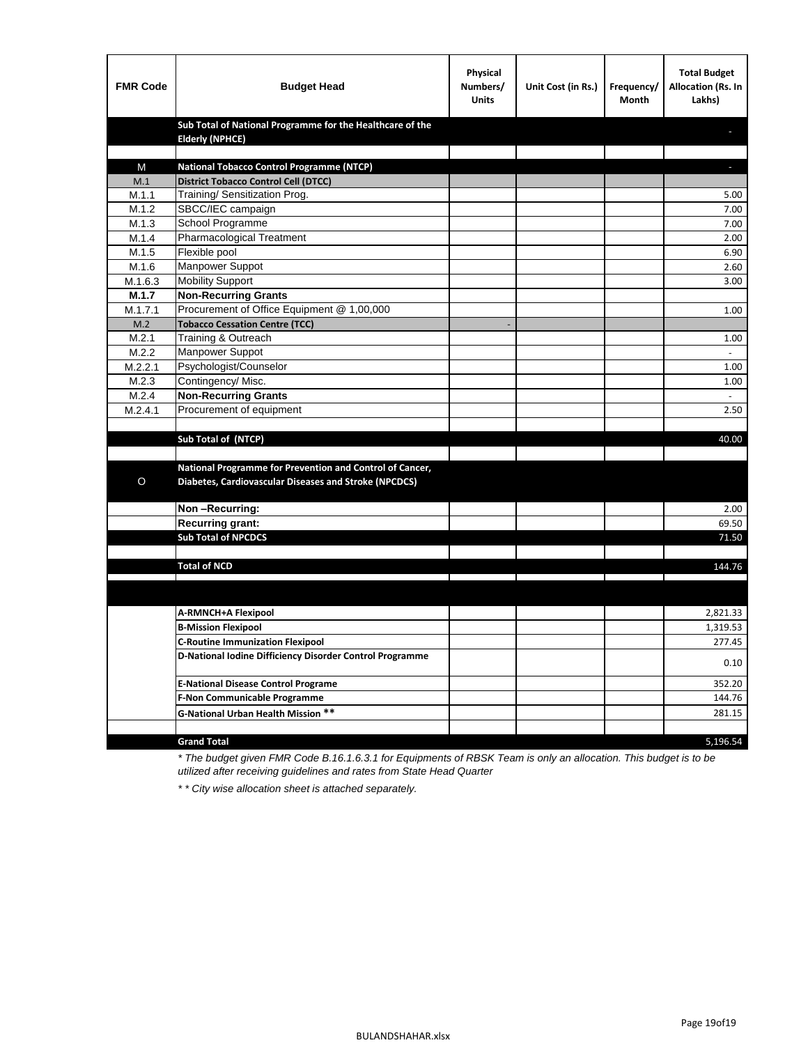| FMR Code | Budget Head | Physical Numbers/ Units | Unit Cost (in Rs.) | Frequency/ Month | Total Budget Allocation (Rs. In Lakhs) |
|---|---|---|---|---|---|
| | **Sub Total of National Programme for the Healthcare of the Elderly (NPHCE)** | | | | - |
| | | | | | |
| M | **National Tobacco Control Programme (NTCP)** | | | | - |
| M.1 | **District Tobacco Control Cell (DTCC)** | | | | |
| M.1.1 | Training/ Sensitization Prog. | | | | 5.00 |
| M.1.2 | SBCC/IEC campaign | | | | 7.00 |
| M.1.3 | School Programme | | | | 7.00 |
| M.1.4 | Pharmacological Treatment | | | | 2.00 |
| M.1.5 | Flexible pool | | | | 6.90 |
| M.1.6 | Manpower Suppot | | | | 2.60 |
| M.1.6.3 | Mobility Support | | | | 3.00 |
| **M.1.7** | **Non-Recurring Grants** | | | | |
| M.1.7.1 | Procurement of Office Equipment @ 1,00,000 | | | | 1.00 |
| M.2 | **Tobacco Cessation Centre (TCC)** | - | | | |
| M.2.1 | Training & Outreach | | | | 1.00 |
| M.2.2 | Manpower Suppot | | | | - |
| M.2.2.1 | Psychologist/Counselor | | | | 1.00 |
| M.2.3 | Contingency/ Misc. | | | | 1.00 |
| M.2.4 | **Non-Recurring Grants** | | | | - |
| M.2.4.1 | Procurement of equipment | | | | 2.50 |
| | | | | | |
| | **Sub Total of (NTCP)** | | | | 40.00 |
| | | | | | |
| O | **National Programme for Prevention and Control of Cancer, Diabetes, Cardiovascular Diseases and Stroke (NPCDCS)** | | | | |
| | **Non –Recurring:** | | | | 2.00 |
| | **Recurring grant:** | | | | 69.50 |
| | **Sub Total of NPCDCS** | | | | 71.50 |
| | | | | | |
| | **Total of NCD** | | | | 144.76 |
| | | | | | |
| | **A-RMNCH+A Flexipool** | | | | 2,821.33 |
| | **B-Mission Flexipool** | | | | 1,319.53 |
| | **C-Routine Immunization Flexipool** | | | | 277.45 |
| | **D-National Iodine Difficiency Disorder Control Programme** | | | | 0.10 |
| | **E-National Disease Control Programe** | | | | 352.20 |
| | **F-Non Communicable Programme** | | | | 144.76 |
| | **G-National Urban Health Mission \*\*** | | | | 281.15 |
| | | | | | |
| | **Grand Total** | | | | 5,196.54 |

*\* The budget given FMR Code B.16.1.6.3.1 for Equipments of RBSK Team is only an allocation. This budget is to be utilized after receiving guidelines and rates from State Head Quarter*

*\* \* City wise allocation sheet is attached separately.*